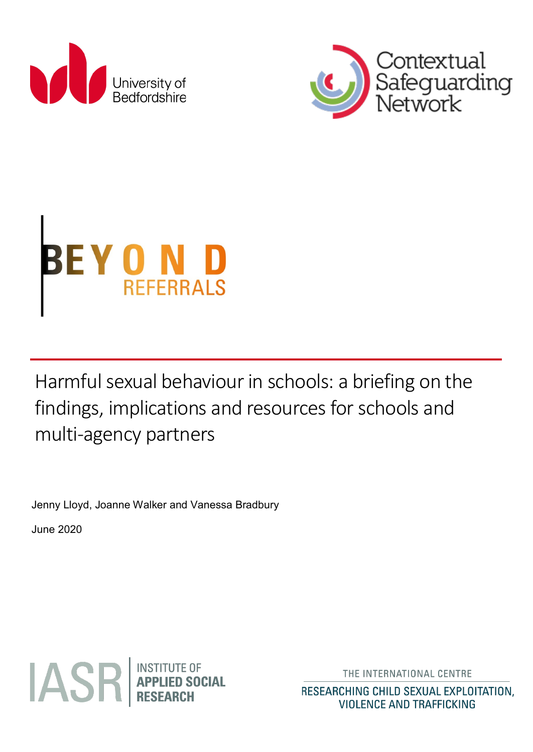University of Bedfordshire

Contextual Safeguarding Network

# BEYOND REFERRALS

## Harmful sexual behaviour in schools: a briefing on the findings, implications and resources for schools and multi-agency partners

Jenny Lloyd, Joanne Walker and Vanessa Bradbury

June 2020

IASR INSTITUTE OF APPLIED SOCIAL RESEARCH

THE INTERNATIONAL CENTRE RESEARCHING CHILD SEXUAL EXPLOITATION, VIOLENCE AND TRAFFICKING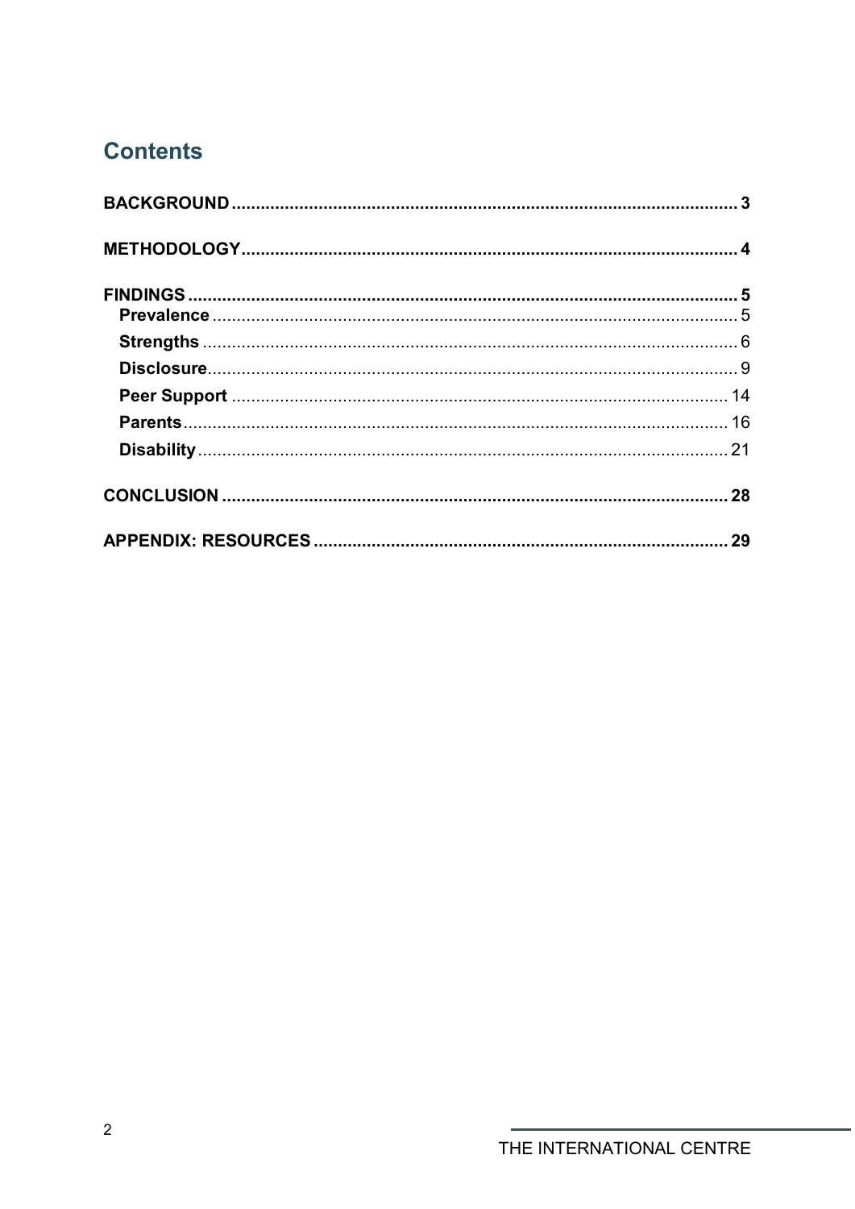## Contents

**BACKGROUND** ..... **3**

**METHODOLOGY** ..... **4**

**FINDINGS** ..... **5**
- **Prevalence** ..... 5
- **Strengths** ..... 6
- **Disclosure** ..... 9
- **Peer Support** ..... 14
- **Parents** ..... 16
- **Disability** ..... 21

**CONCLUSION** ..... **28**

**APPENDIX: RESOURCES** ..... **29**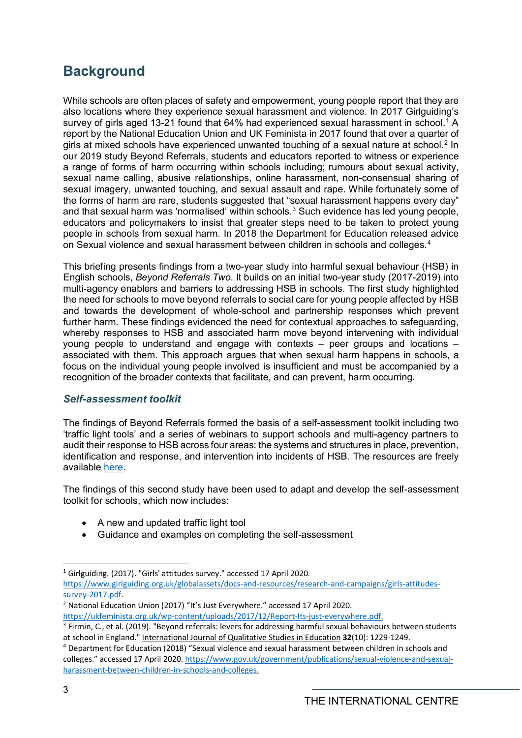## Background

While schools are often places of safety and empowerment, young people report that they are also locations where they experience sexual harassment and violence. In 2017 Girlguiding's survey of girls aged 13-21 found that 64% had experienced sexual harassment in school.[1] A report by the National Education Union and UK Feminista in 2017 found that over a quarter of girls at mixed schools have experienced unwanted touching of a sexual nature at school.[2] In our 2019 study Beyond Referrals, students and educators reported to witness or experience a range of forms of harm occurring within schools including; rumours about sexual activity, sexual name calling, abusive relationships, online harassment, non-consensual sharing of sexual imagery, unwanted touching, and sexual assault and rape. While fortunately some of the forms of harm are rare, students suggested that "sexual harassment happens every day" and that sexual harm was 'normalised' within schools.[3] Such evidence has led young people, educators and policymakers to insist that greater steps need to be taken to protect young people in schools from sexual harm. In 2018 the Department for Education released advice on Sexual violence and sexual harassment between children in schools and colleges.[4]

This briefing presents findings from a two-year study into harmful sexual behaviour (HSB) in English schools, *Beyond Referrals Two*. It builds on an initial two-year study (2017-2019) into multi-agency enablers and barriers to addressing HSB in schools. The first study highlighted the need for schools to move beyond referrals to social care for young people affected by HSB and towards the development of whole-school and partnership responses which prevent further harm. These findings evidenced the need for contextual approaches to safeguarding, whereby responses to HSB and associated harm move beyond intervening with individual young people to understand and engage with contexts – peer groups and locations – associated with them. This approach argues that when sexual harm happens in schools, a focus on the individual young people involved is insufficient and must be accompanied by a recognition of the broader contexts that facilitate, and can prevent, harm occurring.

### *Self-assessment toolkit*

The findings of Beyond Referrals formed the basis of a self-assessment toolkit including two 'traffic light tools' and a series of webinars to support schools and multi-agency partners to audit their response to HSB across four areas: the systems and structures in place, prevention, identification and response, and intervention into incidents of HSB. The resources are freely available here.

The findings of this second study have been used to adapt and develop the self-assessment toolkit for schools, which now includes:

- A new and updated traffic light tool
- Guidance and examples on completing the self-assessment

---

[1] Girlguiding. (2017). "Girls' attitudes survey." accessed 17 April 2020. https://www.girlguiding.org.uk/globalassets/docs-and-resources/research-and-campaigns/girls-attitudes-survey-2017.pdf.

[2] National Education Union (2017) "It's Just Everywhere." accessed 17 April 2020. https://ukfeminista.org.uk/wp-content/uploads/2017/12/Report-Its-just-everywhere.pdf.

[3] Firmin, C., et al. (2019). "Beyond referrals: levers for addressing harmful sexual behaviours between students at school in England." International Journal of Qualitative Studies in Education **32**(10): 1229-1249.

[4] Department for Education (2018) "Sexual violence and sexual harassment between children in schools and colleges." accessed 17 April 2020. https://www.gov.uk/government/publications/sexual-violence-and-sexual-harassment-between-children-in-schools-and-colleges.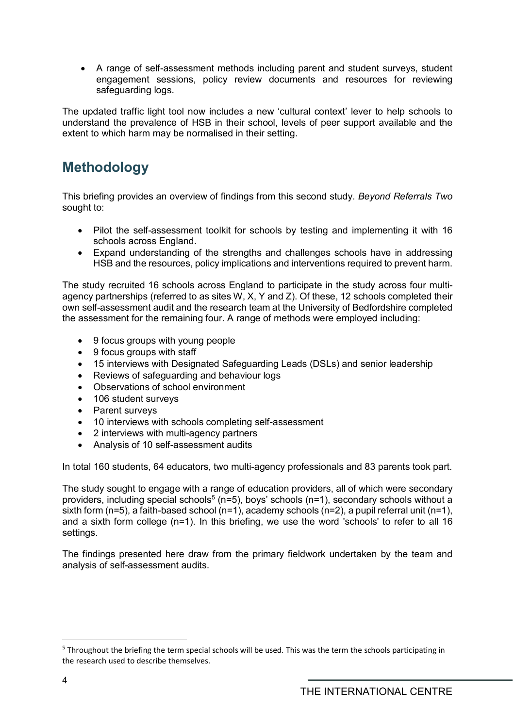- A range of self-assessment methods including parent and student surveys, student engagement sessions, policy review documents and resources for reviewing safeguarding logs.

The updated traffic light tool now includes a new 'cultural context' lever to help schools to understand the prevalence of HSB in their school, levels of peer support available and the extent to which harm may be normalised in their setting.

## Methodology

This briefing provides an overview of findings from this second study. *Beyond Referrals Two* sought to:

- Pilot the self-assessment toolkit for schools by testing and implementing it with 16 schools across England.
- Expand understanding of the strengths and challenges schools have in addressing HSB and the resources, policy implications and interventions required to prevent harm.

The study recruited 16 schools across England to participate in the study across four multi-agency partnerships (referred to as sites W, X, Y and Z). Of these, 12 schools completed their own self-assessment audit and the research team at the University of Bedfordshire completed the assessment for the remaining four. A range of methods were employed including:

- 9 focus groups with young people
- 9 focus groups with staff
- 15 interviews with Designated Safeguarding Leads (DSLs) and senior leadership
- Reviews of safeguarding and behaviour logs
- Observations of school environment
- 106 student surveys
- Parent surveys
- 10 interviews with schools completing self-assessment
- 2 interviews with multi-agency partners
- Analysis of 10 self-assessment audits

In total 160 students, 64 educators, two multi-agency professionals and 83 parents took part.

The study sought to engage with a range of education providers, all of which were secondary providers, including special schools[5] (n=5), boys' schools (n=1), secondary schools without a sixth form (n=5), a faith-based school (n=1), academy schools (n=2), a pupil referral unit (n=1), and a sixth form college (n=1). In this briefing, we use the word 'schools' to refer to all 16 settings.

The findings presented here draw from the primary fieldwork undertaken by the team and analysis of self-assessment audits.

[5] Throughout the briefing the term special schools will be used. This was the term the schools participating in the research used to describe themselves.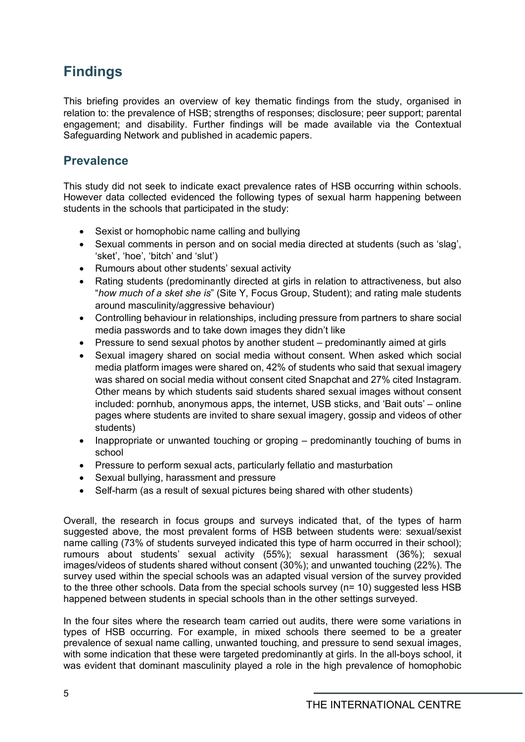# Findings

This briefing provides an overview of key thematic findings from the study, organised in relation to: the prevalence of HSB; strengths of responses; disclosure; peer support; parental engagement; and disability. Further findings will be made available via the Contextual Safeguarding Network and published in academic papers.

## Prevalence

This study did not seek to indicate exact prevalence rates of HSB occurring within schools. However data collected evidenced the following types of sexual harm happening between students in the schools that participated in the study:

- Sexist or homophobic name calling and bullying
- Sexual comments in person and on social media directed at students (such as 'slag', 'sket', 'hoe', 'bitch' and 'slut')
- Rumours about other students' sexual activity
- Rating students (predominantly directed at girls in relation to attractiveness, but also "*how much of a sket she is*" (Site Y, Focus Group, Student); and rating male students around masculinity/aggressive behaviour)
- Controlling behaviour in relationships, including pressure from partners to share social media passwords and to take down images they didn't like
- Pressure to send sexual photos by another student – predominantly aimed at girls
- Sexual imagery shared on social media without consent. When asked which social media platform images were shared on, 42% of students who said that sexual imagery was shared on social media without consent cited Snapchat and 27% cited Instagram. Other means by which students said students shared sexual images without consent included: pornhub, anonymous apps, the internet, USB sticks, and 'Bait outs' – online pages where students are invited to share sexual imagery, gossip and videos of other students)
- Inappropriate or unwanted touching or groping – predominantly touching of bums in school
- Pressure to perform sexual acts, particularly fellatio and masturbation
- Sexual bullying, harassment and pressure
- Self-harm (as a result of sexual pictures being shared with other students)

Overall, the research in focus groups and surveys indicated that, of the types of harm suggested above, the most prevalent forms of HSB between students were: sexual/sexist name calling (73% of students surveyed indicated this type of harm occurred in their school); rumours about students' sexual activity (55%); sexual harassment (36%); sexual images/videos of students shared without consent (30%); and unwanted touching (22%). The survey used within the special schools was an adapted visual version of the survey provided to the three other schools. Data from the special schools survey (n= 10) suggested less HSB happened between students in special schools than in the other settings surveyed.

In the four sites where the research team carried out audits, there were some variations in types of HSB occurring. For example, in mixed schools there seemed to be a greater prevalence of sexual name calling, unwanted touching, and pressure to send sexual images, with some indication that these were targeted predominantly at girls. In the all-boys school, it was evident that dominant masculinity played a role in the high prevalence of homophobic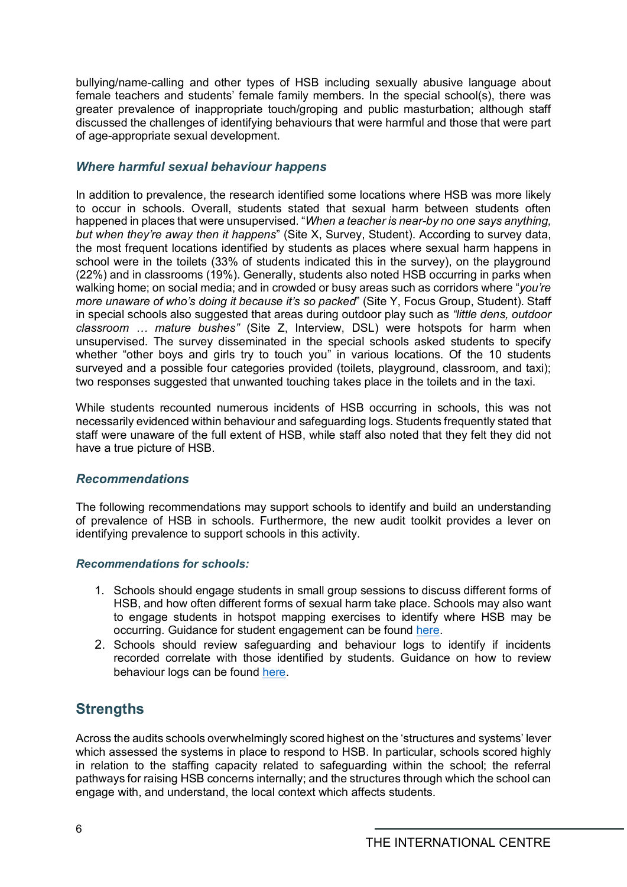bullying/name-calling and other types of HSB including sexually abusive language about female teachers and students' female family members. In the special school(s), there was greater prevalence of inappropriate touch/groping and public masturbation; although staff discussed the challenges of identifying behaviours that were harmful and those that were part of age-appropriate sexual development.

### *Where harmful sexual behaviour happens*

In addition to prevalence, the research identified some locations where HSB was more likely to occur in schools. Overall, students stated that sexual harm between students often happened in places that were unsupervised. "*When a teacher is near-by no one says anything, but when they're away then it happens*" (Site X, Survey, Student). According to survey data, the most frequent locations identified by students as places where sexual harm happens in school were in the toilets (33% of students indicated this in the survey), on the playground (22%) and in classrooms (19%). Generally, students also noted HSB occurring in parks when walking home; on social media; and in crowded or busy areas such as corridors where "*you're more unaware of who's doing it because it's so packed*" (Site Y, Focus Group, Student). Staff in special schools also suggested that areas during outdoor play such as *"little dens, outdoor classroom … mature bushes"* (Site Z, Interview, DSL) were hotspots for harm when unsupervised. The survey disseminated in the special schools asked students to specify whether "other boys and girls try to touch you" in various locations. Of the 10 students surveyed and a possible four categories provided (toilets, playground, classroom, and taxi); two responses suggested that unwanted touching takes place in the toilets and in the taxi.

While students recounted numerous incidents of HSB occurring in schools, this was not necessarily evidenced within behaviour and safeguarding logs. Students frequently stated that staff were unaware of the full extent of HSB, while staff also noted that they felt they did not have a true picture of HSB.

### *Recommendations*

The following recommendations may support schools to identify and build an understanding of prevalence of HSB in schools. Furthermore, the new audit toolkit provides a lever on identifying prevalence to support schools in this activity.

#### *Recommendations for schools:*

1. Schools should engage students in small group sessions to discuss different forms of HSB, and how often different forms of sexual harm take place. Schools may also want to engage students in hotspot mapping exercises to identify where HSB may be occurring. Guidance for student engagement can be found here.
2. Schools should review safeguarding and behaviour logs to identify if incidents recorded correlate with those identified by students. Guidance on how to review behaviour logs can be found here.

## Strengths

Across the audits schools overwhelmingly scored highest on the 'structures and systems' lever which assessed the systems in place to respond to HSB. In particular, schools scored highly in relation to the staffing capacity related to safeguarding within the school; the referral pathways for raising HSB concerns internally; and the structures through which the school can engage with, and understand, the local context which affects students.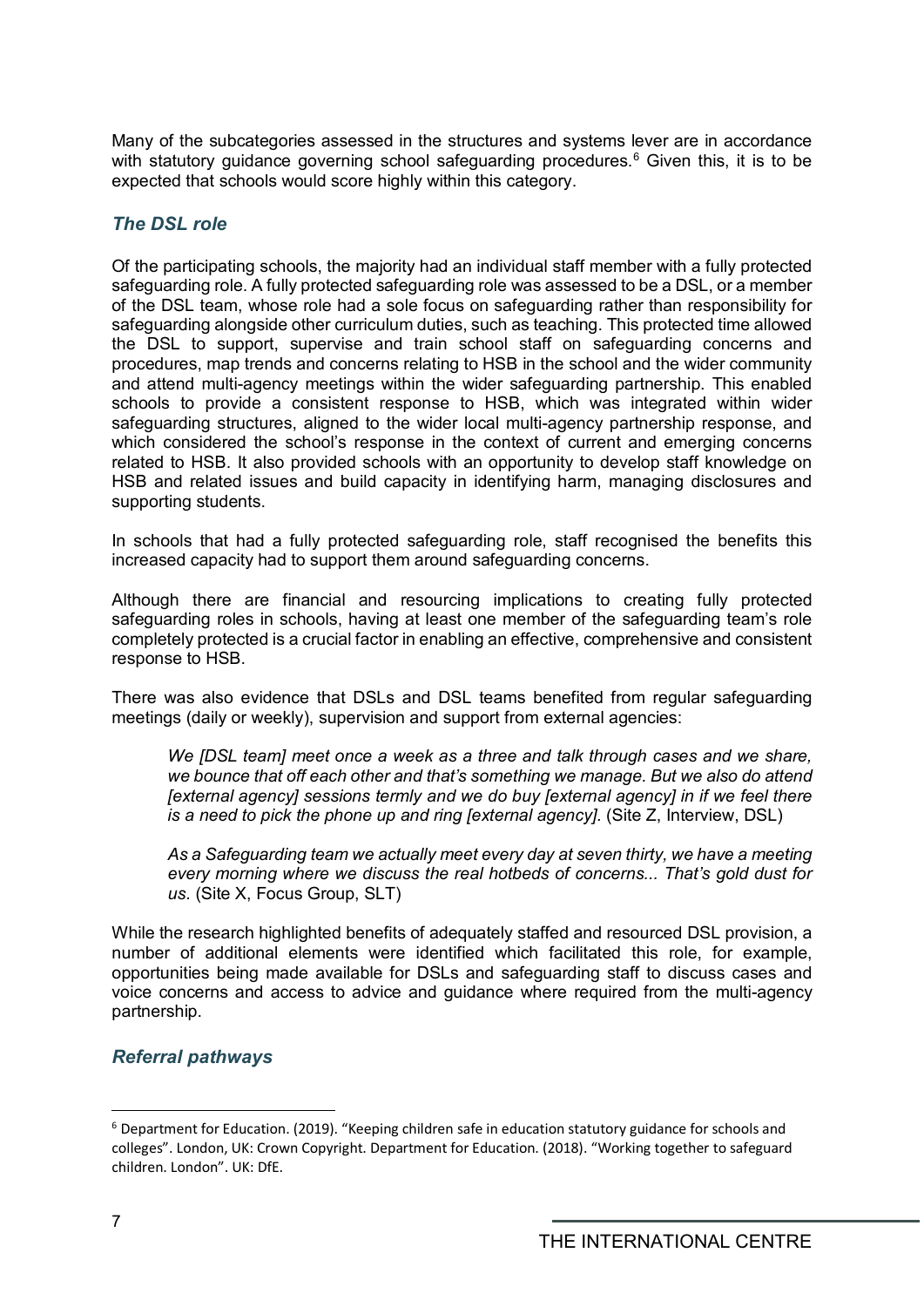Many of the subcategories assessed in the structures and systems lever are in accordance with statutory guidance governing school safeguarding procedures.[6] Given this, it is to be expected that schools would score highly within this category.

### *The DSL role*

Of the participating schools, the majority had an individual staff member with a fully protected safeguarding role. A fully protected safeguarding role was assessed to be a DSL, or a member of the DSL team, whose role had a sole focus on safeguarding rather than responsibility for safeguarding alongside other curriculum duties, such as teaching. This protected time allowed the DSL to support, supervise and train school staff on safeguarding concerns and procedures, map trends and concerns relating to HSB in the school and the wider community and attend multi-agency meetings within the wider safeguarding partnership. This enabled schools to provide a consistent response to HSB, which was integrated within wider safeguarding structures, aligned to the wider local multi-agency partnership response, and which considered the school's response in the context of current and emerging concerns related to HSB. It also provided schools with an opportunity to develop staff knowledge on HSB and related issues and build capacity in identifying harm, managing disclosures and supporting students.

In schools that had a fully protected safeguarding role, staff recognised the benefits this increased capacity had to support them around safeguarding concerns.

Although there are financial and resourcing implications to creating fully protected safeguarding roles in schools, having at least one member of the safeguarding team's role completely protected is a crucial factor in enabling an effective, comprehensive and consistent response to HSB.

There was also evidence that DSLs and DSL teams benefited from regular safeguarding meetings (daily or weekly), supervision and support from external agencies:

> *We [DSL team] meet once a week as a three and talk through cases and we share, we bounce that off each other and that's something we manage. But we also do attend [external agency] sessions termly and we do buy [external agency] in if we feel there is a need to pick the phone up and ring [external agency].* (Site Z, Interview, DSL)

> *As a Safeguarding team we actually meet every day at seven thirty, we have a meeting every morning where we discuss the real hotbeds of concerns... That's gold dust for us.* (Site X, Focus Group, SLT)

While the research highlighted benefits of adequately staffed and resourced DSL provision, a number of additional elements were identified which facilitated this role, for example, opportunities being made available for DSLs and safeguarding staff to discuss cases and voice concerns and access to advice and guidance where required from the multi-agency partnership.

### *Referral pathways*

---

[6] Department for Education. (2019). "Keeping children safe in education statutory guidance for schools and colleges". London, UK: Crown Copyright. Department for Education. (2018). "Working together to safeguard children. London". UK: DfE.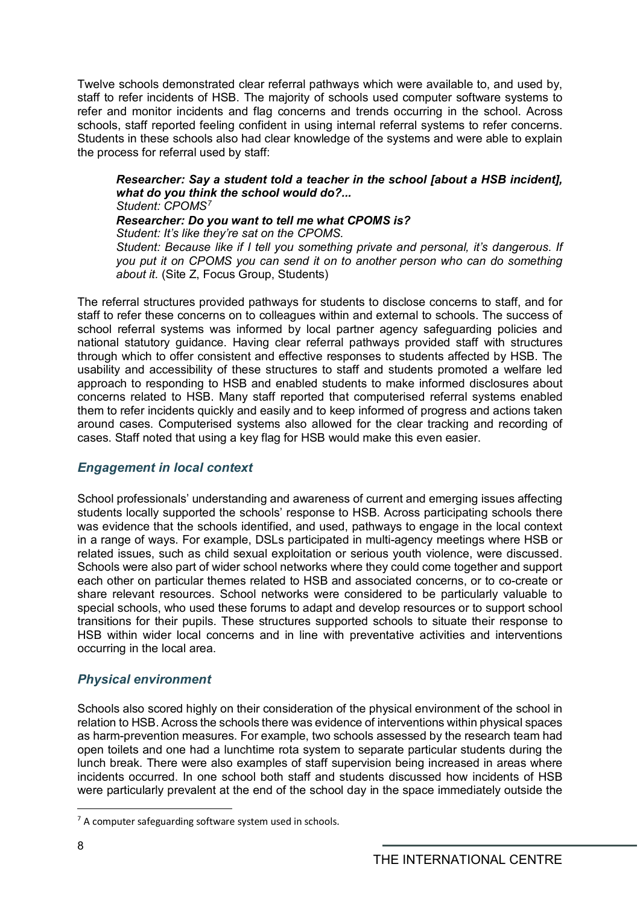Twelve schools demonstrated clear referral pathways which were available to, and used by, staff to refer incidents of HSB. The majority of schools used computer software systems to refer and monitor incidents and flag concerns and trends occurring in the school. Across schools, staff reported feeling confident in using internal referral systems to refer concerns. Students in these schools also had clear knowledge of the systems and were able to explain the process for referral used by staff:

> ***Researcher: Say a student told a teacher in the school [about a HSB incident], what do you think the school would do?...***
> *Student: CPOMS*[7]
> ***Researcher: Do you want to tell me what CPOMS is?***
> *Student: It's like they're sat on the CPOMS.*
> *Student: Because like if I tell you something private and personal, it's dangerous. If you put it on CPOMS you can send it on to another person who can do something about it.* (Site Z, Focus Group, Students)

The referral structures provided pathways for students to disclose concerns to staff, and for staff to refer these concerns on to colleagues within and external to schools. The success of school referral systems was informed by local partner agency safeguarding policies and national statutory guidance. Having clear referral pathways provided staff with structures through which to offer consistent and effective responses to students affected by HSB. The usability and accessibility of these structures to staff and students promoted a welfare led approach to responding to HSB and enabled students to make informed disclosures about concerns related to HSB. Many staff reported that computerised referral systems enabled them to refer incidents quickly and easily and to keep informed of progress and actions taken around cases. Computerised systems also allowed for the clear tracking and recording of cases. Staff noted that using a key flag for HSB would make this even easier.

### *Engagement in local context*

School professionals' understanding and awareness of current and emerging issues affecting students locally supported the schools' response to HSB. Across participating schools there was evidence that the schools identified, and used, pathways to engage in the local context in a range of ways. For example, DSLs participated in multi-agency meetings where HSB or related issues, such as child sexual exploitation or serious youth violence, were discussed. Schools were also part of wider school networks where they could come together and support each other on particular themes related to HSB and associated concerns, or to co-create or share relevant resources. School networks were considered to be particularly valuable to special schools, who used these forums to adapt and develop resources or to support school transitions for their pupils. These structures supported schools to situate their response to HSB within wider local concerns and in line with preventative activities and interventions occurring in the local area.

### *Physical environment*

Schools also scored highly on their consideration of the physical environment of the school in relation to HSB. Across the schools there was evidence of interventions within physical spaces as harm-prevention measures. For example, two schools assessed by the research team had open toilets and one had a lunchtime rota system to separate particular students during the lunch break. There were also examples of staff supervision being increased in areas where incidents occurred. In one school both staff and students discussed how incidents of HSB were particularly prevalent at the end of the school day in the space immediately outside the

[7] A computer safeguarding software system used in schools.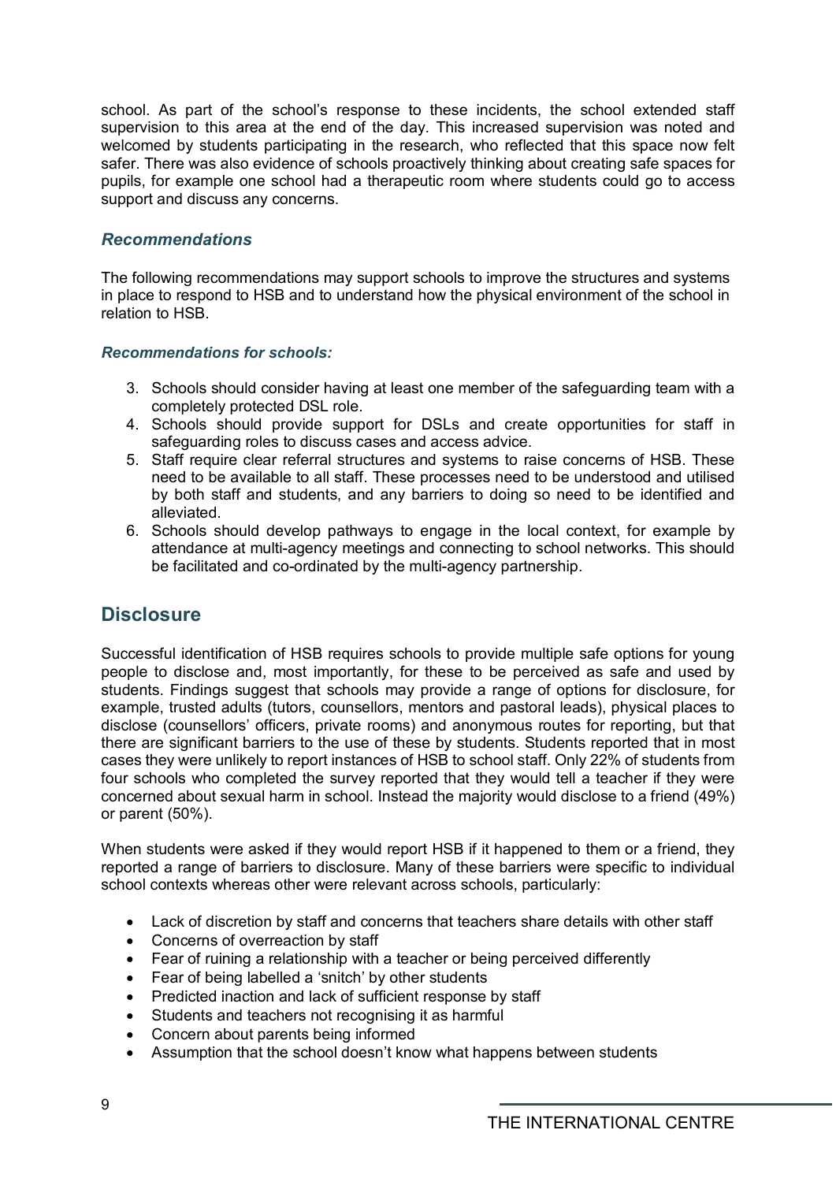school. As part of the school's response to these incidents, the school extended staff supervision to this area at the end of the day. This increased supervision was noted and welcomed by students participating in the research, who reflected that this space now felt safer. There was also evidence of schools proactively thinking about creating safe spaces for pupils, for example one school had a therapeutic room where students could go to access support and discuss any concerns.

### *Recommendations*

The following recommendations may support schools to improve the structures and systems in place to respond to HSB and to understand how the physical environment of the school in relation to HSB.

#### *Recommendations for schools:*

3. Schools should consider having at least one member of the safeguarding team with a completely protected DSL role.
4. Schools should provide support for DSLs and create opportunities for staff in safeguarding roles to discuss cases and access advice.
5. Staff require clear referral structures and systems to raise concerns of HSB. These need to be available to all staff. These processes need to be understood and utilised by both staff and students, and any barriers to doing so need to be identified and alleviated.
6. Schools should develop pathways to engage in the local context, for example by attendance at multi-agency meetings and connecting to school networks. This should be facilitated and co-ordinated by the multi-agency partnership.

## Disclosure

Successful identification of HSB requires schools to provide multiple safe options for young people to disclose and, most importantly, for these to be perceived as safe and used by students. Findings suggest that schools may provide a range of options for disclosure, for example, trusted adults (tutors, counsellors, mentors and pastoral leads), physical places to disclose (counsellors' officers, private rooms) and anonymous routes for reporting, but that there are significant barriers to the use of these by students. Students reported that in most cases they were unlikely to report instances of HSB to school staff. Only 22% of students from four schools who completed the survey reported that they would tell a teacher if they were concerned about sexual harm in school. Instead the majority would disclose to a friend (49%) or parent (50%).

When students were asked if they would report HSB if it happened to them or a friend, they reported a range of barriers to disclosure. Many of these barriers were specific to individual school contexts whereas other were relevant across schools, particularly:

- Lack of discretion by staff and concerns that teachers share details with other staff
- Concerns of overreaction by staff
- Fear of ruining a relationship with a teacher or being perceived differently
- Fear of being labelled a 'snitch' by other students
- Predicted inaction and lack of sufficient response by staff
- Students and teachers not recognising it as harmful
- Concern about parents being informed
- Assumption that the school doesn't know what happens between students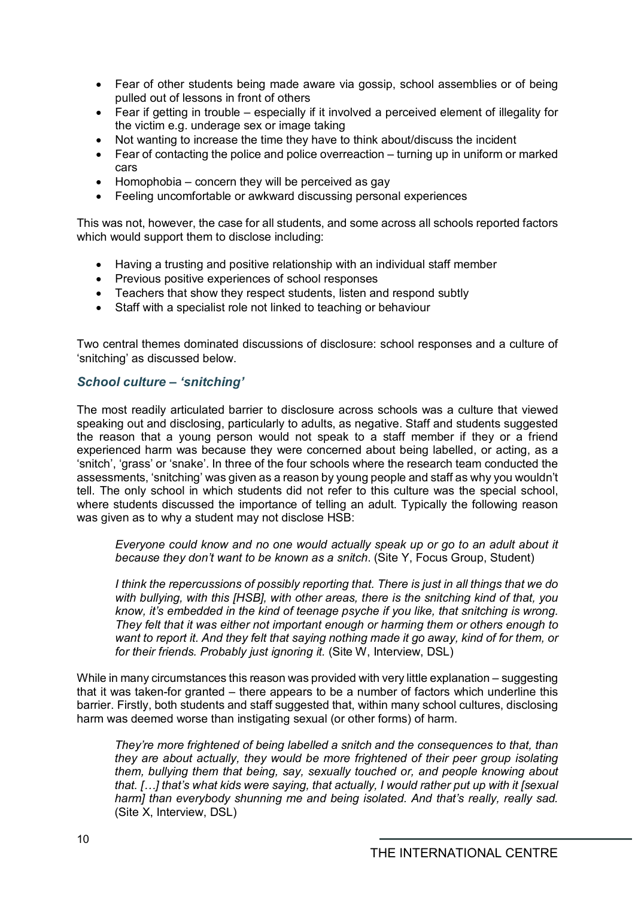- Fear of other students being made aware via gossip, school assemblies or of being pulled out of lessons in front of others
- Fear if getting in trouble – especially if it involved a perceived element of illegality for the victim e.g. underage sex or image taking
- Not wanting to increase the time they have to think about/discuss the incident
- Fear of contacting the police and police overreaction – turning up in uniform or marked cars
- Homophobia – concern they will be perceived as gay
- Feeling uncomfortable or awkward discussing personal experiences

This was not, however, the case for all students, and some across all schools reported factors which would support them to disclose including:

- Having a trusting and positive relationship with an individual staff member
- Previous positive experiences of school responses
- Teachers that show they respect students, listen and respond subtly
- Staff with a specialist role not linked to teaching or behaviour

Two central themes dominated discussions of disclosure: school responses and a culture of 'snitching' as discussed below.

### *School culture – 'snitching'*

The most readily articulated barrier to disclosure across schools was a culture that viewed speaking out and disclosing, particularly to adults, as negative. Staff and students suggested the reason that a young person would not speak to a staff member if they or a friend experienced harm was because they were concerned about being labelled, or acting, as a 'snitch', 'grass' or 'snake'. In three of the four schools where the research team conducted the assessments, 'snitching' was given as a reason by young people and staff as why you wouldn't tell. The only school in which students did not refer to this culture was the special school, where students discussed the importance of telling an adult. Typically the following reason was given as to why a student may not disclose HSB:

> *Everyone could know and no one would actually speak up or go to an adult about it because they don't want to be known as a snitch*. (Site Y, Focus Group, Student)

> *I think the repercussions of possibly reporting that. There is just in all things that we do with bullying, with this [HSB], with other areas, there is the snitching kind of that, you know, it's embedded in the kind of teenage psyche if you like, that snitching is wrong. They felt that it was either not important enough or harming them or others enough to want to report it. And they felt that saying nothing made it go away, kind of for them, or for their friends. Probably just ignoring it.* (Site W, Interview, DSL)

While in many circumstances this reason was provided with very little explanation – suggesting that it was taken-for granted – there appears to be a number of factors which underline this barrier. Firstly, both students and staff suggested that, within many school cultures, disclosing harm was deemed worse than instigating sexual (or other forms) of harm.

> *They're more frightened of being labelled a snitch and the consequences to that, than they are about actually, they would be more frightened of their peer group isolating them, bullying them that being, say, sexually touched or, and people knowing about that. […] that's what kids were saying, that actually, I would rather put up with it [sexual harm] than everybody shunning me and being isolated. And that's really, really sad.* (Site X, Interview, DSL)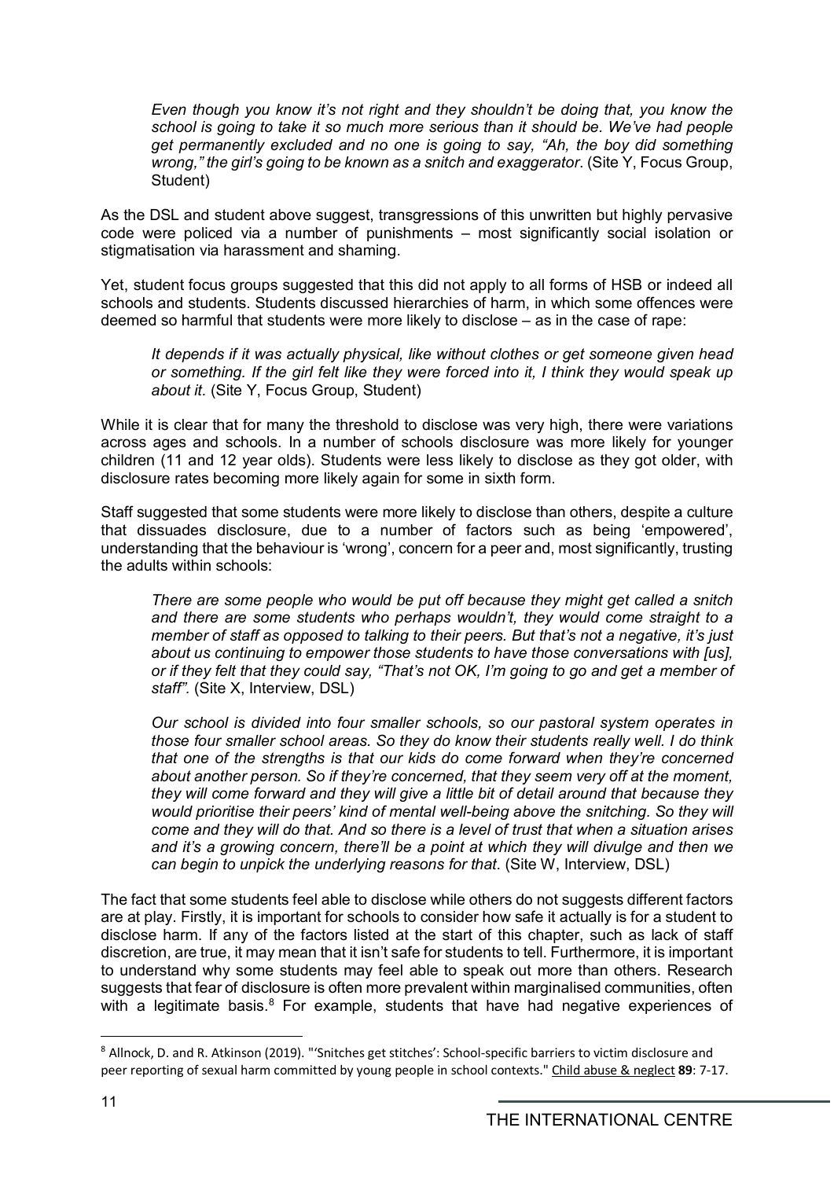> *Even though you know it's not right and they shouldn't be doing that, you know the school is going to take it so much more serious than it should be. We've had people get permanently excluded and no one is going to say, "Ah, the boy did something wrong," the girl's going to be known as a snitch and exaggerator*. (Site Y, Focus Group, Student)

As the DSL and student above suggest, transgressions of this unwritten but highly pervasive code were policed via a number of punishments – most significantly social isolation or stigmatisation via harassment and shaming.

Yet, student focus groups suggested that this did not apply to all forms of HSB or indeed all schools and students. Students discussed hierarchies of harm, in which some offences were deemed so harmful that students were more likely to disclose – as in the case of rape:

> *It depends if it was actually physical, like without clothes or get someone given head or something. If the girl felt like they were forced into it, I think they would speak up about it.* (Site Y, Focus Group, Student)

While it is clear that for many the threshold to disclose was very high, there were variations across ages and schools. In a number of schools disclosure was more likely for younger children (11 and 12 year olds). Students were less likely to disclose as they got older, with disclosure rates becoming more likely again for some in sixth form.

Staff suggested that some students were more likely to disclose than others, despite a culture that dissuades disclosure, due to a number of factors such as being 'empowered', understanding that the behaviour is 'wrong', concern for a peer and, most significantly, trusting the adults within schools:

> *There are some people who would be put off because they might get called a snitch and there are some students who perhaps wouldn't, they would come straight to a member of staff as opposed to talking to their peers. But that's not a negative, it's just about us continuing to empower those students to have those conversations with [us], or if they felt that they could say, "That's not OK, I'm going to go and get a member of staff".* (Site X, Interview, DSL)

> *Our school is divided into four smaller schools, so our pastoral system operates in those four smaller school areas. So they do know their students really well. I do think that one of the strengths is that our kids do come forward when they're concerned about another person. So if they're concerned, that they seem very off at the moment, they will come forward and they will give a little bit of detail around that because they would prioritise their peers' kind of mental well-being above the snitching. So they will come and they will do that. And so there is a level of trust that when a situation arises and it's a growing concern, there'll be a point at which they will divulge and then we can begin to unpick the underlying reasons for that*. (Site W, Interview, DSL)

The fact that some students feel able to disclose while others do not suggests different factors are at play. Firstly, it is important for schools to consider how safe it actually is for a student to disclose harm. If any of the factors listed at the start of this chapter, such as lack of staff discretion, are true, it may mean that it isn't safe for students to tell. Furthermore, it is important to understand why some students may feel able to speak out more than others. Research suggests that fear of disclosure is often more prevalent within marginalised communities, often with a legitimate basis.[8] For example, students that have had negative experiences of

[8] Allnock, D. and R. Atkinson (2019). "'Snitches get stitches': School-specific barriers to victim disclosure and peer reporting of sexual harm committed by young people in school contexts." Child abuse & neglect **89**: 7-17.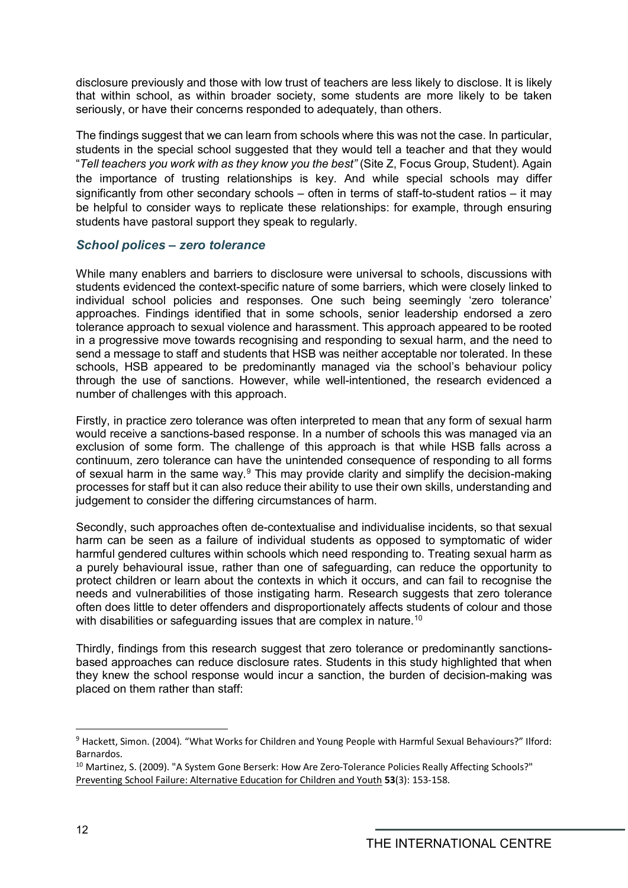disclosure previously and those with low trust of teachers are less likely to disclose. It is likely that within school, as within broader society, some students are more likely to be taken seriously, or have their concerns responded to adequately, than others.

The findings suggest that we can learn from schools where this was not the case. In particular, students in the special school suggested that they would tell a teacher and that they would "*Tell teachers you work with as they know you the best"* (Site Z, Focus Group, Student). Again the importance of trusting relationships is key. And while special schools may differ significantly from other secondary schools – often in terms of staff-to-student ratios – it may be helpful to consider ways to replicate these relationships: for example, through ensuring students have pastoral support they speak to regularly.

### *School polices – zero tolerance*

While many enablers and barriers to disclosure were universal to schools, discussions with students evidenced the context-specific nature of some barriers, which were closely linked to individual school policies and responses. One such being seemingly 'zero tolerance' approaches. Findings identified that in some schools, senior leadership endorsed a zero tolerance approach to sexual violence and harassment. This approach appeared to be rooted in a progressive move towards recognising and responding to sexual harm, and the need to send a message to staff and students that HSB was neither acceptable nor tolerated. In these schools, HSB appeared to be predominantly managed via the school's behaviour policy through the use of sanctions. However, while well-intentioned, the research evidenced a number of challenges with this approach.

Firstly, in practice zero tolerance was often interpreted to mean that any form of sexual harm would receive a sanctions-based response. In a number of schools this was managed via an exclusion of some form. The challenge of this approach is that while HSB falls across a continuum, zero tolerance can have the unintended consequence of responding to all forms of sexual harm in the same way.[9] This may provide clarity and simplify the decision-making processes for staff but it can also reduce their ability to use their own skills, understanding and judgement to consider the differing circumstances of harm.

Secondly, such approaches often de-contextualise and individualise incidents, so that sexual harm can be seen as a failure of individual students as opposed to symptomatic of wider harmful gendered cultures within schools which need responding to. Treating sexual harm as a purely behavioural issue, rather than one of safeguarding, can reduce the opportunity to protect children or learn about the contexts in which it occurs, and can fail to recognise the needs and vulnerabilities of those instigating harm. Research suggests that zero tolerance often does little to deter offenders and disproportionately affects students of colour and those with disabilities or safeguarding issues that are complex in nature.[10]

Thirdly, findings from this research suggest that zero tolerance or predominantly sanctions-based approaches can reduce disclosure rates. Students in this study highlighted that when they knew the school response would incur a sanction, the burden of decision-making was placed on them rather than staff:

---

[9] Hackett, Simon. (2004). "What Works for Children and Young People with Harmful Sexual Behaviours?" Ilford: Barnardos.

[10] Martinez, S. (2009). "A System Gone Berserk: How Are Zero-Tolerance Policies Really Affecting Schools?" Preventing School Failure: Alternative Education for Children and Youth **53**(3): 153-158.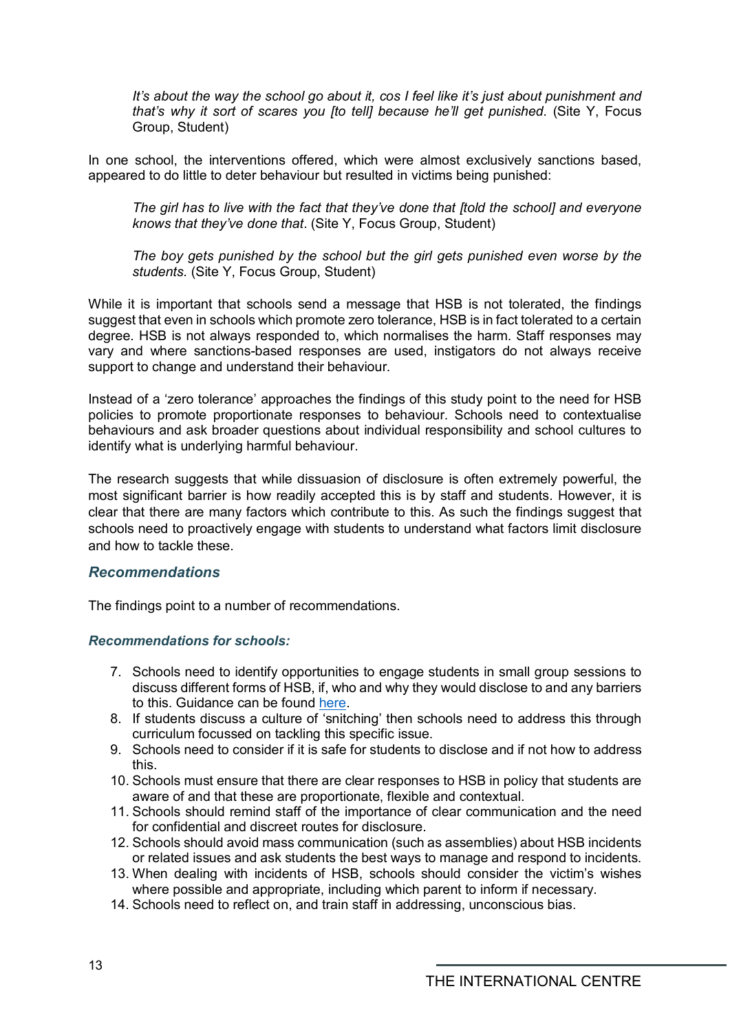*It's about the way the school go about it, cos I feel like it's just about punishment and that's why it sort of scares you [to tell] because he'll get punished.* (Site Y, Focus Group, Student)

In one school, the interventions offered, which were almost exclusively sanctions based, appeared to do little to deter behaviour but resulted in victims being punished:

*The girl has to live with the fact that they've done that [told the school] and everyone knows that they've done that*. (Site Y, Focus Group, Student)

*The boy gets punished by the school but the girl gets punished even worse by the students.* (Site Y, Focus Group, Student)

While it is important that schools send a message that HSB is not tolerated, the findings suggest that even in schools which promote zero tolerance, HSB is in fact tolerated to a certain degree. HSB is not always responded to, which normalises the harm. Staff responses may vary and where sanctions-based responses are used, instigators do not always receive support to change and understand their behaviour.

Instead of a 'zero tolerance' approaches the findings of this study point to the need for HSB policies to promote proportionate responses to behaviour. Schools need to contextualise behaviours and ask broader questions about individual responsibility and school cultures to identify what is underlying harmful behaviour.

The research suggests that while dissuasion of disclosure is often extremely powerful, the most significant barrier is how readily accepted this is by staff and students. However, it is clear that there are many factors which contribute to this. As such the findings suggest that schools need to proactively engage with students to understand what factors limit disclosure and how to tackle these.

### Recommendations

The findings point to a number of recommendations.

#### Recommendations for schools:

7. Schools need to identify opportunities to engage students in small group sessions to discuss different forms of HSB, if, who and why they would disclose to and any barriers to this. Guidance can be found here.
8. If students discuss a culture of 'snitching' then schools need to address this through curriculum focussed on tackling this specific issue.
9. Schools need to consider if it is safe for students to disclose and if not how to address this.
10. Schools must ensure that there are clear responses to HSB in policy that students are aware of and that these are proportionate, flexible and contextual.
11. Schools should remind staff of the importance of clear communication and the need for confidential and discreet routes for disclosure.
12. Schools should avoid mass communication (such as assemblies) about HSB incidents or related issues and ask students the best ways to manage and respond to incidents.
13. When dealing with incidents of HSB, schools should consider the victim's wishes where possible and appropriate, including which parent to inform if necessary.
14. Schools need to reflect on, and train staff in addressing, unconscious bias.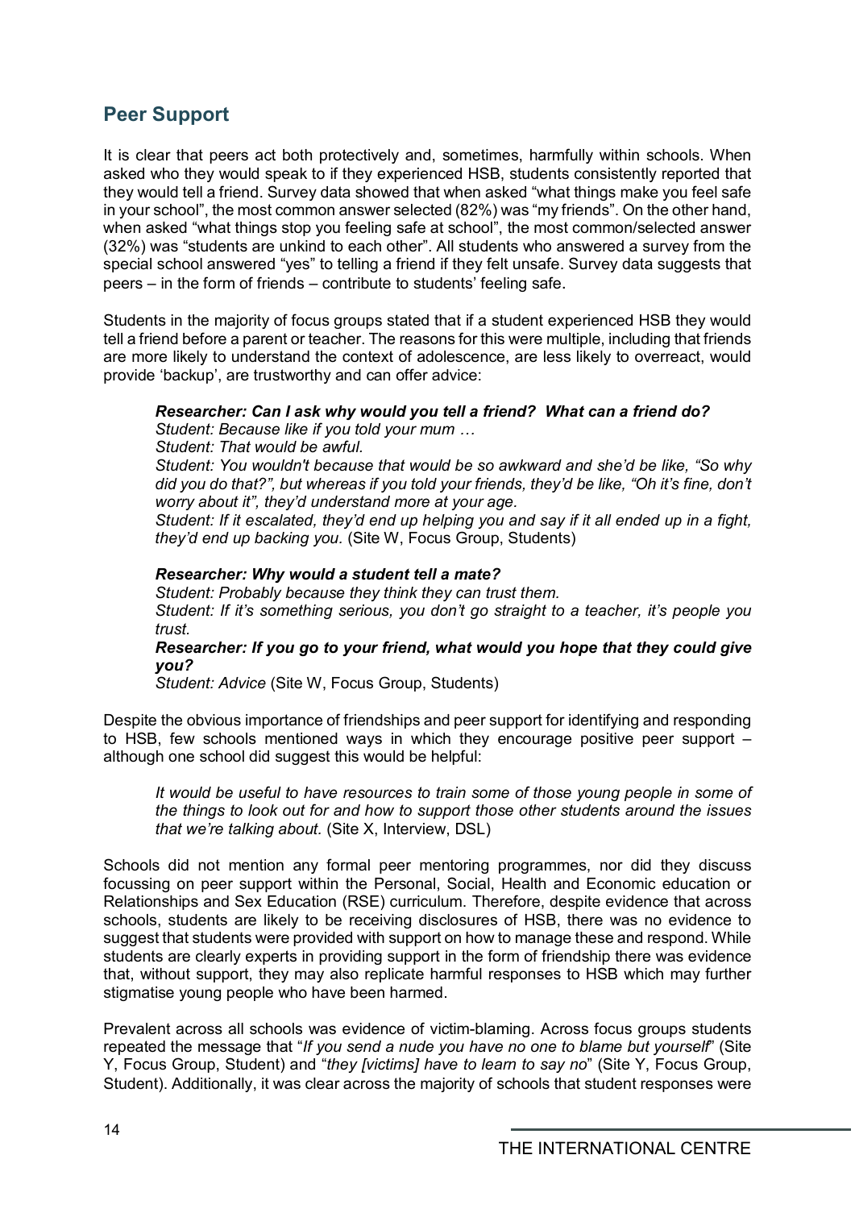## Peer Support

It is clear that peers act both protectively and, sometimes, harmfully within schools. When asked who they would speak to if they experienced HSB, students consistently reported that they would tell a friend. Survey data showed that when asked "what things make you feel safe in your school", the most common answer selected (82%) was "my friends". On the other hand, when asked "what things stop you feeling safe at school", the most common/selected answer (32%) was "students are unkind to each other". All students who answered a survey from the special school answered "yes" to telling a friend if they felt unsafe. Survey data suggests that peers – in the form of friends – contribute to students' feeling safe.

Students in the majority of focus groups stated that if a student experienced HSB they would tell a friend before a parent or teacher. The reasons for this were multiple, including that friends are more likely to understand the context of adolescence, are less likely to overreact, would provide 'backup', are trustworthy and can offer advice:

> ***Researcher: Can I ask why would you tell a friend? What can a friend do?***
> *Student: Because like if you told your mum …*
> *Student: That would be awful.*
> *Student: You wouldn't because that would be so awkward and she'd be like, "So why did you do that?", but whereas if you told your friends, they'd be like, "Oh it's fine, don't worry about it", they'd understand more at your age.*
> *Student: If it escalated, they'd end up helping you and say if it all ended up in a fight, they'd end up backing you.* (Site W, Focus Group, Students)

> ***Researcher: Why would a student tell a mate?***
> *Student: Probably because they think they can trust them.*
> *Student: If it's something serious, you don't go straight to a teacher, it's people you trust.*
> ***Researcher: If you go to your friend, what would you hope that they could give you?***
> *Student: Advice* (Site W, Focus Group, Students)

Despite the obvious importance of friendships and peer support for identifying and responding to HSB, few schools mentioned ways in which they encourage positive peer support – although one school did suggest this would be helpful:

> *It would be useful to have resources to train some of those young people in some of the things to look out for and how to support those other students around the issues that we're talking about.* (Site X, Interview, DSL)

Schools did not mention any formal peer mentoring programmes, nor did they discuss focussing on peer support within the Personal, Social, Health and Economic education or Relationships and Sex Education (RSE) curriculum. Therefore, despite evidence that across schools, students are likely to be receiving disclosures of HSB, there was no evidence to suggest that students were provided with support on how to manage these and respond. While students are clearly experts in providing support in the form of friendship there was evidence that, without support, they may also replicate harmful responses to HSB which may further stigmatise young people who have been harmed.

Prevalent across all schools was evidence of victim-blaming. Across focus groups students repeated the message that "*If you send a nude you have no one to blame but yourself*" (Site Y, Focus Group, Student) and "*they [victims] have to learn to say no*" (Site Y, Focus Group, Student). Additionally, it was clear across the majority of schools that student responses were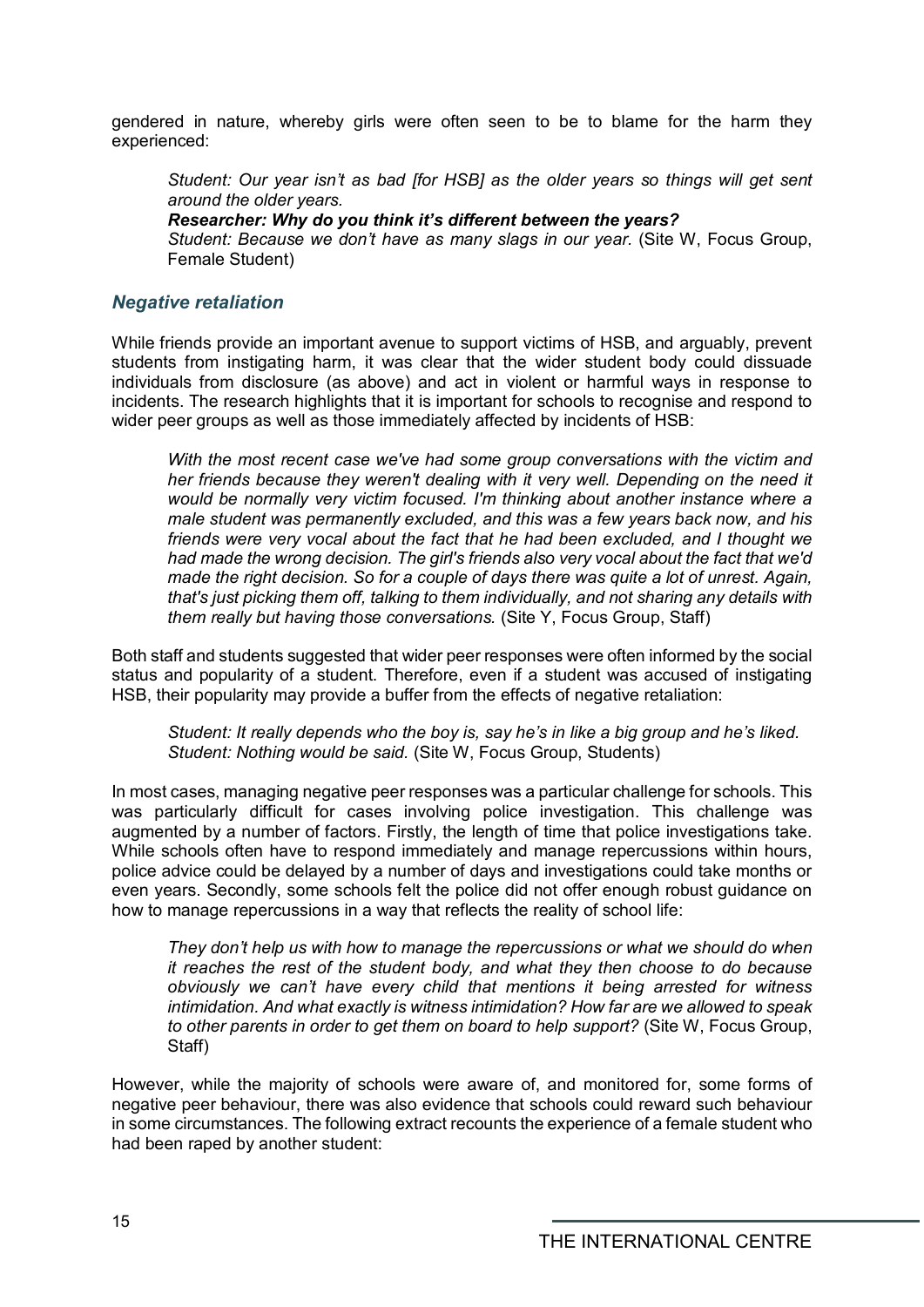gendered in nature, whereby girls were often seen to be to blame for the harm they experienced:

> *Student: Our year isn't as bad [for HSB] as the older years so things will get sent around the older years.*
> ***Researcher: Why do you think it's different between the years?***
> *Student: Because we don't have as many slags in our year.* (Site W, Focus Group, Female Student)

### *Negative retaliation*

While friends provide an important avenue to support victims of HSB, and arguably, prevent students from instigating harm, it was clear that the wider student body could dissuade individuals from disclosure (as above) and act in violent or harmful ways in response to incidents. The research highlights that it is important for schools to recognise and respond to wider peer groups as well as those immediately affected by incidents of HSB:

> *With the most recent case we've had some group conversations with the victim and her friends because they weren't dealing with it very well. Depending on the need it would be normally very victim focused. I'm thinking about another instance where a male student was permanently excluded, and this was a few years back now, and his friends were very vocal about the fact that he had been excluded, and I thought we had made the wrong decision. The girl's friends also very vocal about the fact that we'd made the right decision. So for a couple of days there was quite a lot of unrest. Again, that's just picking them off, talking to them individually, and not sharing any details with them really but having those conversations.* (Site Y, Focus Group, Staff)

Both staff and students suggested that wider peer responses were often informed by the social status and popularity of a student. Therefore, even if a student was accused of instigating HSB, their popularity may provide a buffer from the effects of negative retaliation:

> *Student: It really depends who the boy is, say he's in like a big group and he's liked.*
> *Student: Nothing would be said.* (Site W, Focus Group, Students)

In most cases, managing negative peer responses was a particular challenge for schools. This was particularly difficult for cases involving police investigation. This challenge was augmented by a number of factors. Firstly, the length of time that police investigations take. While schools often have to respond immediately and manage repercussions within hours, police advice could be delayed by a number of days and investigations could take months or even years. Secondly, some schools felt the police did not offer enough robust guidance on how to manage repercussions in a way that reflects the reality of school life:

> *They don't help us with how to manage the repercussions or what we should do when it reaches the rest of the student body, and what they then choose to do because obviously we can't have every child that mentions it being arrested for witness intimidation. And what exactly is witness intimidation? How far are we allowed to speak to other parents in order to get them on board to help support?* (Site W, Focus Group, Staff)

However, while the majority of schools were aware of, and monitored for, some forms of negative peer behaviour, there was also evidence that schools could reward such behaviour in some circumstances. The following extract recounts the experience of a female student who had been raped by another student: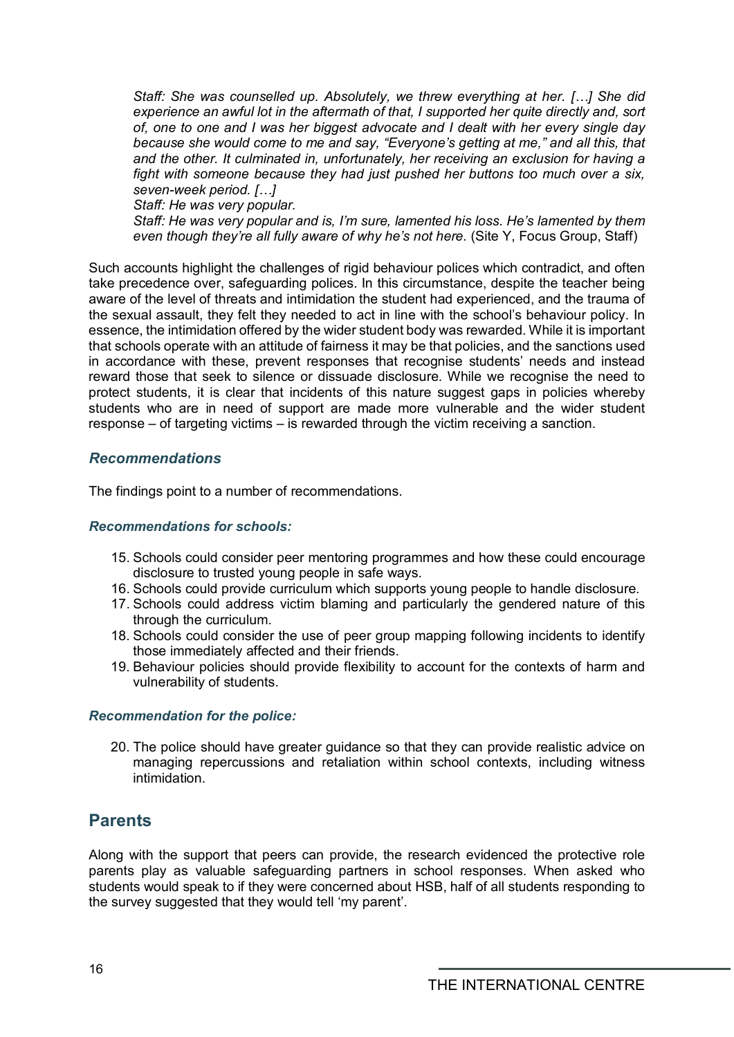*Staff: She was counselled up. Absolutely, we threw everything at her. […] She did experience an awful lot in the aftermath of that, I supported her quite directly and, sort of, one to one and I was her biggest advocate and I dealt with her every single day because she would come to me and say, "Everyone's getting at me," and all this, that and the other. It culminated in, unfortunately, her receiving an exclusion for having a fight with someone because they had just pushed her buttons too much over a six, seven-week period. […]*

*Staff: He was very popular.*

*Staff: He was very popular and is, I'm sure, lamented his loss. He's lamented by them even though they're all fully aware of why he's not here.* (Site Y, Focus Group, Staff)

Such accounts highlight the challenges of rigid behaviour polices which contradict, and often take precedence over, safeguarding polices. In this circumstance, despite the teacher being aware of the level of threats and intimidation the student had experienced, and the trauma of the sexual assault, they felt they needed to act in line with the school's behaviour policy. In essence, the intimidation offered by the wider student body was rewarded. While it is important that schools operate with an attitude of fairness it may be that policies, and the sanctions used in accordance with these, prevent responses that recognise students' needs and instead reward those that seek to silence or dissuade disclosure. While we recognise the need to protect students, it is clear that incidents of this nature suggest gaps in policies whereby students who are in need of support are made more vulnerable and the wider student response – of targeting victims – is rewarded through the victim receiving a sanction.

### *Recommendations*

The findings point to a number of recommendations.

#### *Recommendations for schools:*

15. Schools could consider peer mentoring programmes and how these could encourage disclosure to trusted young people in safe ways.
16. Schools could provide curriculum which supports young people to handle disclosure.
17. Schools could address victim blaming and particularly the gendered nature of this through the curriculum.
18. Schools could consider the use of peer group mapping following incidents to identify those immediately affected and their friends.
19. Behaviour policies should provide flexibility to account for the contexts of harm and vulnerability of students.

#### *Recommendation for the police:*

20. The police should have greater guidance so that they can provide realistic advice on managing repercussions and retaliation within school contexts, including witness intimidation.

## Parents

Along with the support that peers can provide, the research evidenced the protective role parents play as valuable safeguarding partners in school responses. When asked who students would speak to if they were concerned about HSB, half of all students responding to the survey suggested that they would tell 'my parent'.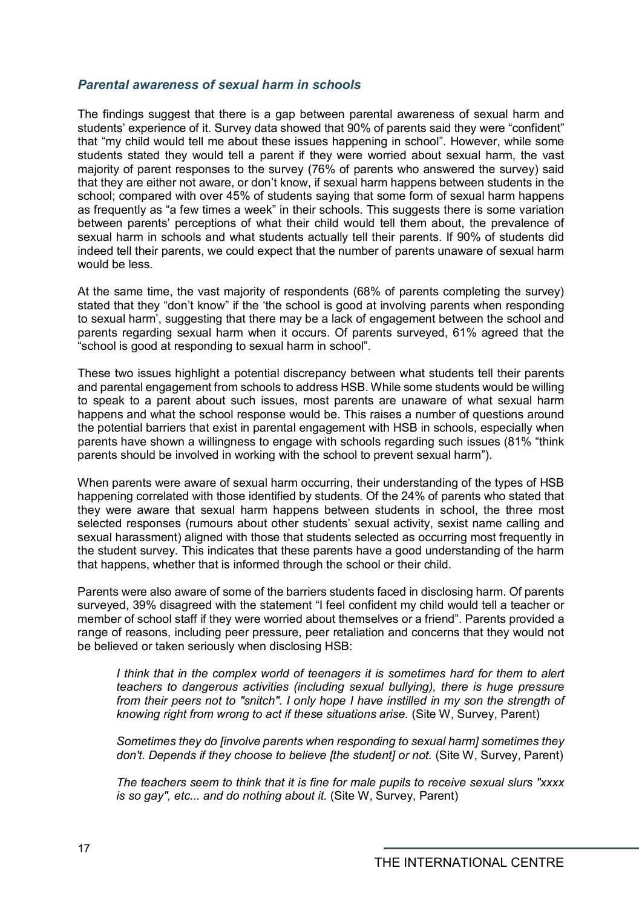### *Parental awareness of sexual harm in schools*

The findings suggest that there is a gap between parental awareness of sexual harm and students' experience of it. Survey data showed that 90% of parents said they were "confident" that "my child would tell me about these issues happening in school". However, while some students stated they would tell a parent if they were worried about sexual harm, the vast majority of parent responses to the survey (76% of parents who answered the survey) said that they are either not aware, or don't know, if sexual harm happens between students in the school; compared with over 45% of students saying that some form of sexual harm happens as frequently as "a few times a week" in their schools. This suggests there is some variation between parents' perceptions of what their child would tell them about, the prevalence of sexual harm in schools and what students actually tell their parents. If 90% of students did indeed tell their parents, we could expect that the number of parents unaware of sexual harm would be less.

At the same time, the vast majority of respondents (68% of parents completing the survey) stated that they "don't know" if the 'the school is good at involving parents when responding to sexual harm', suggesting that there may be a lack of engagement between the school and parents regarding sexual harm when it occurs. Of parents surveyed, 61% agreed that the "school is good at responding to sexual harm in school".

These two issues highlight a potential discrepancy between what students tell their parents and parental engagement from schools to address HSB. While some students would be willing to speak to a parent about such issues, most parents are unaware of what sexual harm happens and what the school response would be. This raises a number of questions around the potential barriers that exist in parental engagement with HSB in schools, especially when parents have shown a willingness to engage with schools regarding such issues (81% "think parents should be involved in working with the school to prevent sexual harm").

When parents were aware of sexual harm occurring, their understanding of the types of HSB happening correlated with those identified by students. Of the 24% of parents who stated that they were aware that sexual harm happens between students in school, the three most selected responses (rumours about other students' sexual activity, sexist name calling and sexual harassment) aligned with those that students selected as occurring most frequently in the student survey. This indicates that these parents have a good understanding of the harm that happens, whether that is informed through the school or their child.

Parents were also aware of some of the barriers students faced in disclosing harm. Of parents surveyed, 39% disagreed with the statement "I feel confident my child would tell a teacher or member of school staff if they were worried about themselves or a friend". Parents provided a range of reasons, including peer pressure, peer retaliation and concerns that they would not be believed or taken seriously when disclosing HSB:

> *I think that in the complex world of teenagers it is sometimes hard for them to alert teachers to dangerous activities (including sexual bullying), there is huge pressure from their peers not to "snitch". I only hope I have instilled in my son the strength of knowing right from wrong to act if these situations arise.* (Site W, Survey, Parent)

> *Sometimes they do [involve parents when responding to sexual harm] sometimes they don't. Depends if they choose to believe [the student] or not.* (Site W, Survey, Parent)

> *The teachers seem to think that it is fine for male pupils to receive sexual slurs "xxxx is so gay", etc... and do nothing about it.* (Site W, Survey, Parent)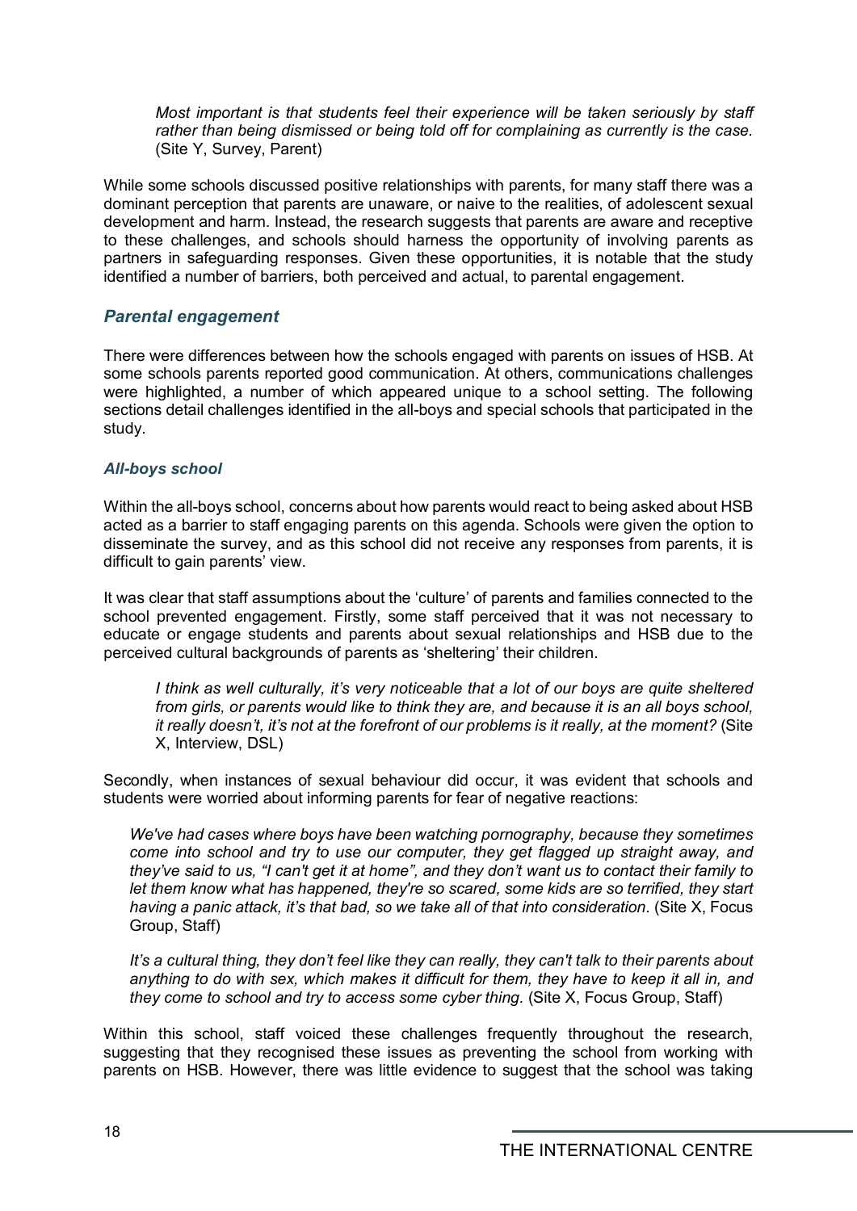> *Most important is that students feel their experience will be taken seriously by staff rather than being dismissed or being told off for complaining as currently is the case.* (Site Y, Survey, Parent)

While some schools discussed positive relationships with parents, for many staff there was a dominant perception that parents are unaware, or naive to the realities, of adolescent sexual development and harm. Instead, the research suggests that parents are aware and receptive to these challenges, and schools should harness the opportunity of involving parents as partners in safeguarding responses. Given these opportunities, it is notable that the study identified a number of barriers, both perceived and actual, to parental engagement.

### *Parental engagement*

There were differences between how the schools engaged with parents on issues of HSB. At some schools parents reported good communication. At others, communications challenges were highlighted, a number of which appeared unique to a school setting. The following sections detail challenges identified in the all-boys and special schools that participated in the study.

#### *All-boys school*

Within the all-boys school, concerns about how parents would react to being asked about HSB acted as a barrier to staff engaging parents on this agenda. Schools were given the option to disseminate the survey, and as this school did not receive any responses from parents, it is difficult to gain parents' view.

It was clear that staff assumptions about the 'culture' of parents and families connected to the school prevented engagement. Firstly, some staff perceived that it was not necessary to educate or engage students and parents about sexual relationships and HSB due to the perceived cultural backgrounds of parents as 'sheltering' their children.

> *I think as well culturally, it's very noticeable that a lot of our boys are quite sheltered from girls, or parents would like to think they are, and because it is an all boys school, it really doesn't, it's not at the forefront of our problems is it really, at the moment?* (Site X, Interview, DSL)

Secondly, when instances of sexual behaviour did occur, it was evident that schools and students were worried about informing parents for fear of negative reactions:

> *We've had cases where boys have been watching pornography, because they sometimes come into school and try to use our computer, they get flagged up straight away, and they've said to us, "I can't get it at home", and they don't want us to contact their family to let them know what has happened, they're so scared, some kids are so terrified, they start having a panic attack, it's that bad, so we take all of that into consideration*. (Site X, Focus Group, Staff)

> *It's a cultural thing, they don't feel like they can really, they can't talk to their parents about anything to do with sex, which makes it difficult for them, they have to keep it all in, and they come to school and try to access some cyber thing.* (Site X, Focus Group, Staff)

Within this school, staff voiced these challenges frequently throughout the research, suggesting that they recognised these issues as preventing the school from working with parents on HSB. However, there was little evidence to suggest that the school was taking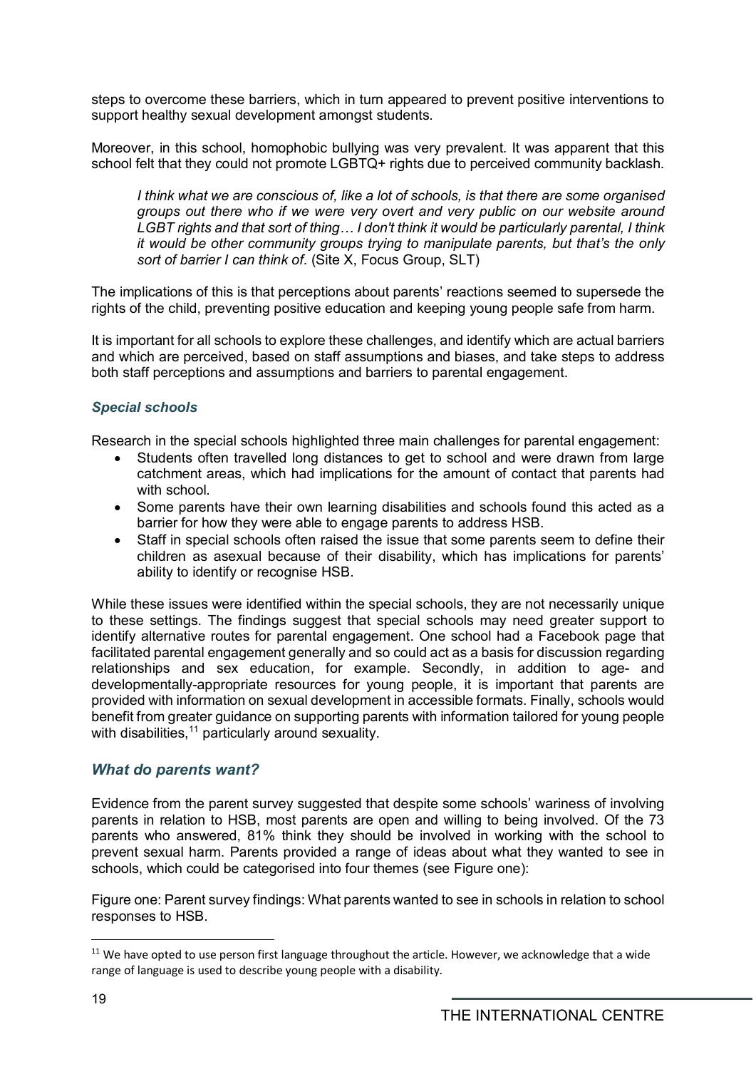steps to overcome these barriers, which in turn appeared to prevent positive interventions to support healthy sexual development amongst students.

Moreover, in this school, homophobic bullying was very prevalent. It was apparent that this school felt that they could not promote LGBTQ+ rights due to perceived community backlash.

> *I think what we are conscious of, like a lot of schools, is that there are some organised groups out there who if we were very overt and very public on our website around LGBT rights and that sort of thing… I don't think it would be particularly parental, I think it would be other community groups trying to manipulate parents, but that's the only sort of barrier I can think of*. (Site X, Focus Group, SLT)

The implications of this is that perceptions about parents' reactions seemed to supersede the rights of the child, preventing positive education and keeping young people safe from harm.

It is important for all schools to explore these challenges, and identify which are actual barriers and which are perceived, based on staff assumptions and biases, and take steps to address both staff perceptions and assumptions and barriers to parental engagement.

### *Special schools*

Research in the special schools highlighted three main challenges for parental engagement:

- Students often travelled long distances to get to school and were drawn from large catchment areas, which had implications for the amount of contact that parents had with school.
- Some parents have their own learning disabilities and schools found this acted as a barrier for how they were able to engage parents to address HSB.
- Staff in special schools often raised the issue that some parents seem to define their children as asexual because of their disability, which has implications for parents' ability to identify or recognise HSB.

While these issues were identified within the special schools, they are not necessarily unique to these settings. The findings suggest that special schools may need greater support to identify alternative routes for parental engagement. One school had a Facebook page that facilitated parental engagement generally and so could act as a basis for discussion regarding relationships and sex education, for example. Secondly, in addition to age- and developmentally-appropriate resources for young people, it is important that parents are provided with information on sexual development in accessible formats. Finally, schools would benefit from greater guidance on supporting parents with information tailored for young people with disabilities,[11] particularly around sexuality.

### *What do parents want?*

Evidence from the parent survey suggested that despite some schools' wariness of involving parents in relation to HSB, most parents are open and willing to being involved. Of the 73 parents who answered, 81% think they should be involved in working with the school to prevent sexual harm. Parents provided a range of ideas about what they wanted to see in schools, which could be categorised into four themes (see Figure one):

Figure one: Parent survey findings: What parents wanted to see in schools in relation to school responses to HSB.

[11] We have opted to use person first language throughout the article. However, we acknowledge that a wide range of language is used to describe young people with a disability.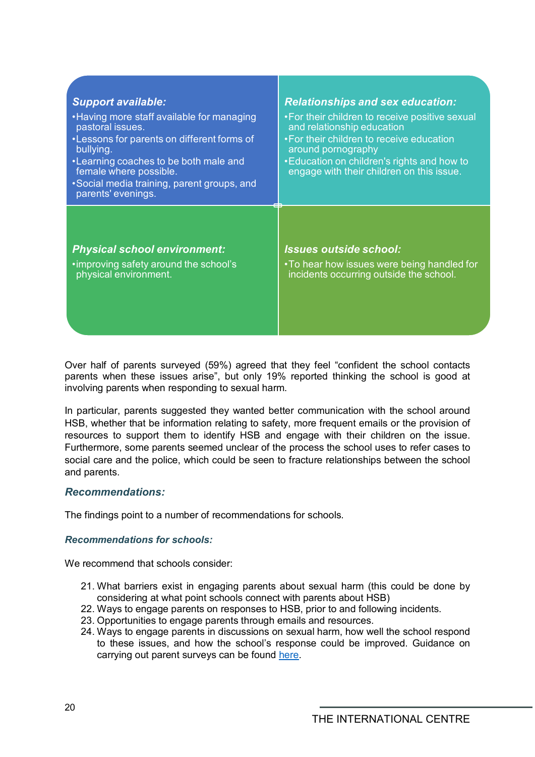***Support available:***

- Having more staff available for managing pastoral issues.
- Lessons for parents on different forms of bullying.
- Learning coaches to be both male and female where possible.
- Social media training, parent groups, and parents' evenings.

***Relationships and sex education:***

- For their children to receive positive sexual and relationship education
- For their children to receive education around pornography
- Education on children's rights and how to engage with their children on this issue.

***Physical school environment:***

- improving safety around the school's physical environment.

***Issues outside school:***

- To hear how issues were being handled for incidents occurring outside the school.

Over half of parents surveyed (59%) agreed that they feel "confident the school contacts parents when these issues arise", but only 19% reported thinking the school is good at involving parents when responding to sexual harm.

In particular, parents suggested they wanted better communication with the school around HSB, whether that be information relating to safety, more frequent emails or the provision of resources to support them to identify HSB and engage with their children on the issue. Furthermore, some parents seemed unclear of the process the school uses to refer cases to social care and the police, which could be seen to fracture relationships between the school and parents.

### *Recommendations:*

The findings point to a number of recommendations for schools.

#### *Recommendations for schools:*

We recommend that schools consider:

21. What barriers exist in engaging parents about sexual harm (this could be done by considering at what point schools connect with parents about HSB)
22. Ways to engage parents on responses to HSB, prior to and following incidents.
23. Opportunities to engage parents through emails and resources.
24. Ways to engage parents in discussions on sexual harm, how well the school respond to these issues, and how the school's response could be improved. Guidance on carrying out parent surveys can be found here.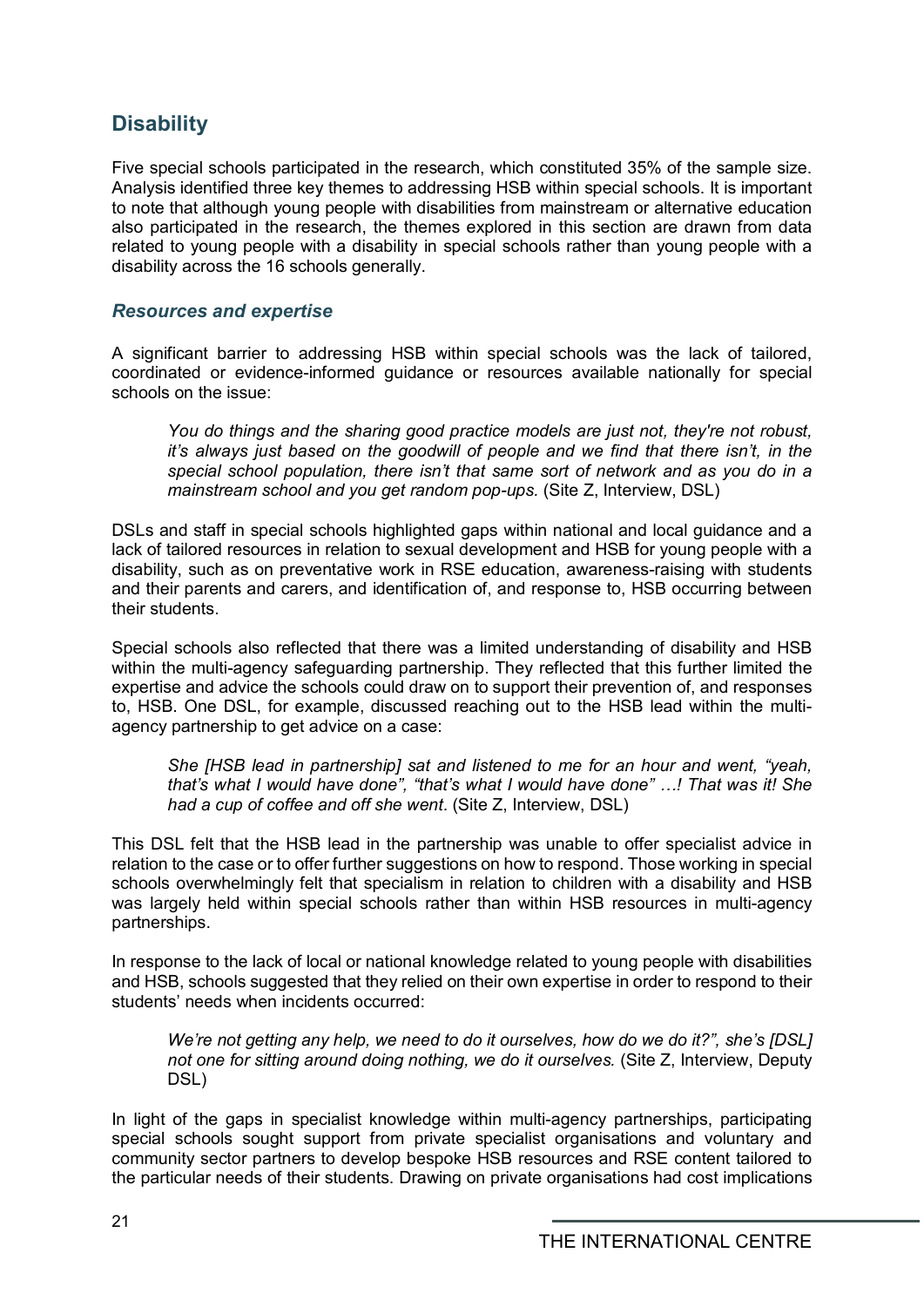## Disability

Five special schools participated in the research, which constituted 35% of the sample size. Analysis identified three key themes to addressing HSB within special schools. It is important to note that although young people with disabilities from mainstream or alternative education also participated in the research, the themes explored in this section are drawn from data related to young people with a disability in special schools rather than young people with a disability across the 16 schools generally.

### *Resources and expertise*

A significant barrier to addressing HSB within special schools was the lack of tailored, coordinated or evidence-informed guidance or resources available nationally for special schools on the issue:

> *You do things and the sharing good practice models are just not, they're not robust, it's always just based on the goodwill of people and we find that there isn't, in the special school population, there isn't that same sort of network and as you do in a mainstream school and you get random pop-ups.* (Site Z, Interview, DSL)

DSLs and staff in special schools highlighted gaps within national and local guidance and a lack of tailored resources in relation to sexual development and HSB for young people with a disability, such as on preventative work in RSE education, awareness-raising with students and their parents and carers, and identification of, and response to, HSB occurring between their students.

Special schools also reflected that there was a limited understanding of disability and HSB within the multi-agency safeguarding partnership. They reflected that this further limited the expertise and advice the schools could draw on to support their prevention of, and responses to, HSB. One DSL, for example, discussed reaching out to the HSB lead within the multi-agency partnership to get advice on a case:

> *She [HSB lead in partnership] sat and listened to me for an hour and went, "yeah, that's what I would have done", "that's what I would have done" …! That was it! She had a cup of coffee and off she went*. (Site Z, Interview, DSL)

This DSL felt that the HSB lead in the partnership was unable to offer specialist advice in relation to the case or to offer further suggestions on how to respond. Those working in special schools overwhelmingly felt that specialism in relation to children with a disability and HSB was largely held within special schools rather than within HSB resources in multi-agency partnerships.

In response to the lack of local or national knowledge related to young people with disabilities and HSB, schools suggested that they relied on their own expertise in order to respond to their students' needs when incidents occurred:

> *We're not getting any help, we need to do it ourselves, how do we do it?", she's [DSL] not one for sitting around doing nothing, we do it ourselves.* (Site Z, Interview, Deputy DSL)

In light of the gaps in specialist knowledge within multi-agency partnerships, participating special schools sought support from private specialist organisations and voluntary and community sector partners to develop bespoke HSB resources and RSE content tailored to the particular needs of their students. Drawing on private organisations had cost implications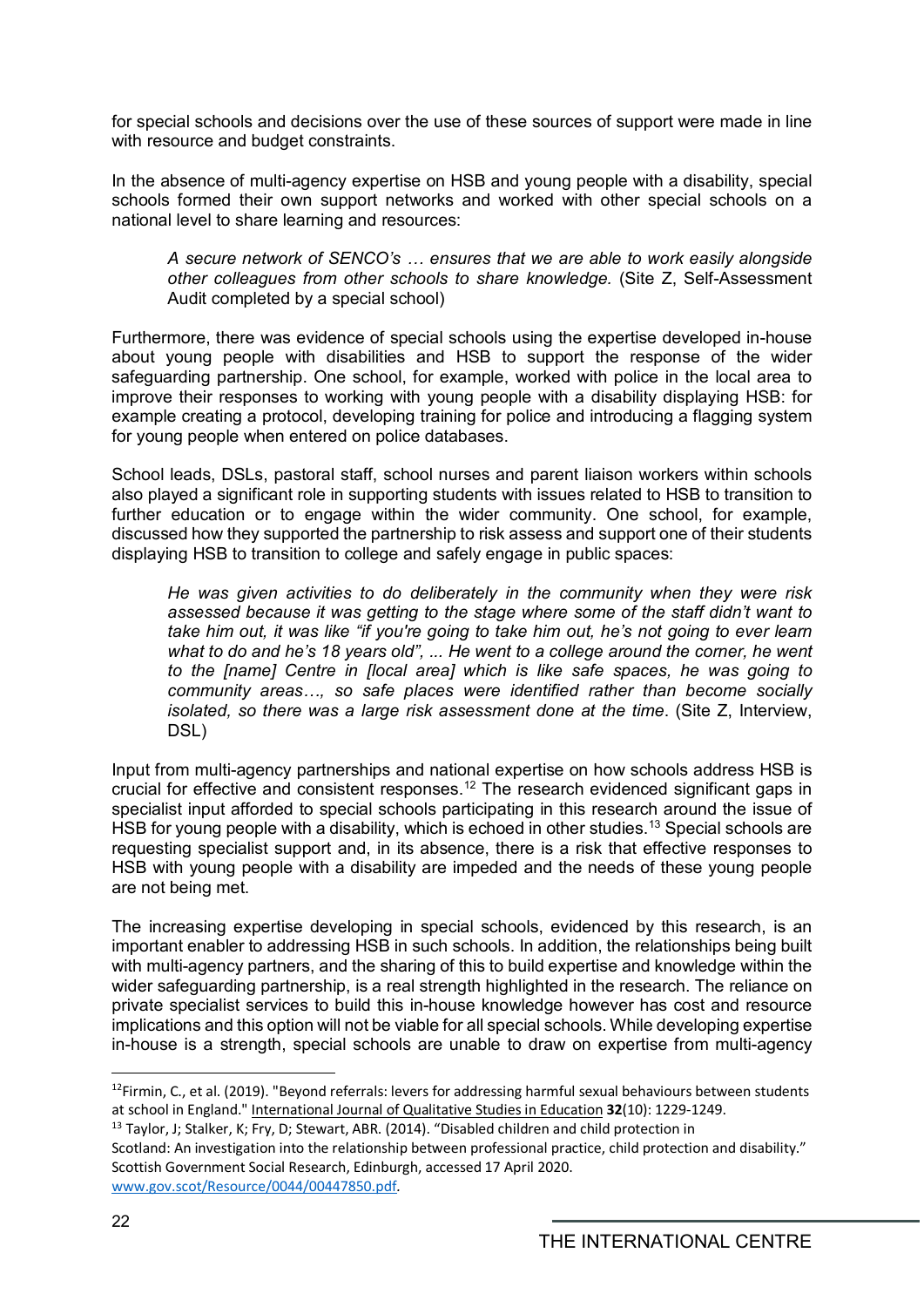for special schools and decisions over the use of these sources of support were made in line with resource and budget constraints.

In the absence of multi-agency expertise on HSB and young people with a disability, special schools formed their own support networks and worked with other special schools on a national level to share learning and resources:

> *A secure network of SENCO's … ensures that we are able to work easily alongside other colleagues from other schools to share knowledge.* (Site Z, Self-Assessment Audit completed by a special school)

Furthermore, there was evidence of special schools using the expertise developed in-house about young people with disabilities and HSB to support the response of the wider safeguarding partnership. One school, for example, worked with police in the local area to improve their responses to working with young people with a disability displaying HSB: for example creating a protocol, developing training for police and introducing a flagging system for young people when entered on police databases.

School leads, DSLs, pastoral staff, school nurses and parent liaison workers within schools also played a significant role in supporting students with issues related to HSB to transition to further education or to engage within the wider community. One school, for example, discussed how they supported the partnership to risk assess and support one of their students displaying HSB to transition to college and safely engage in public spaces:

> *He was given activities to do deliberately in the community when they were risk assessed because it was getting to the stage where some of the staff didn't want to take him out, it was like "if you're going to take him out, he's not going to ever learn what to do and he's 18 years old", ... He went to a college around the corner, he went to the [name] Centre in [local area] which is like safe spaces, he was going to community areas…, so safe places were identified rather than become socially isolated, so there was a large risk assessment done at the time*. (Site Z, Interview, DSL)

Input from multi-agency partnerships and national expertise on how schools address HSB is crucial for effective and consistent responses.[12] The research evidenced significant gaps in specialist input afforded to special schools participating in this research around the issue of HSB for young people with a disability, which is echoed in other studies.[13] Special schools are requesting specialist support and, in its absence, there is a risk that effective responses to HSB with young people with a disability are impeded and the needs of these young people are not being met.

The increasing expertise developing in special schools, evidenced by this research, is an important enabler to addressing HSB in such schools. In addition, the relationships being built with multi-agency partners, and the sharing of this to build expertise and knowledge within the wider safeguarding partnership, is a real strength highlighted in the research. The reliance on private specialist services to build this in-house knowledge however has cost and resource implications and this option will not be viable for all special schools. While developing expertise in-house is a strength, special schools are unable to draw on expertise from multi-agency

---

[12] Firmin, C., et al. (2019). "Beyond referrals: levers for addressing harmful sexual behaviours between students at school in England." International Journal of Qualitative Studies in Education **32**(10): 1229-1249.

[13] Taylor, J; Stalker, K; Fry, D; Stewart, ABR. (2014). "Disabled children and child protection in Scotland: An investigation into the relationship between professional practice, child protection and disability." Scottish Government Social Research, Edinburgh, accessed 17 April 2020. www.gov.scot/Resource/0044/00447850.pdf.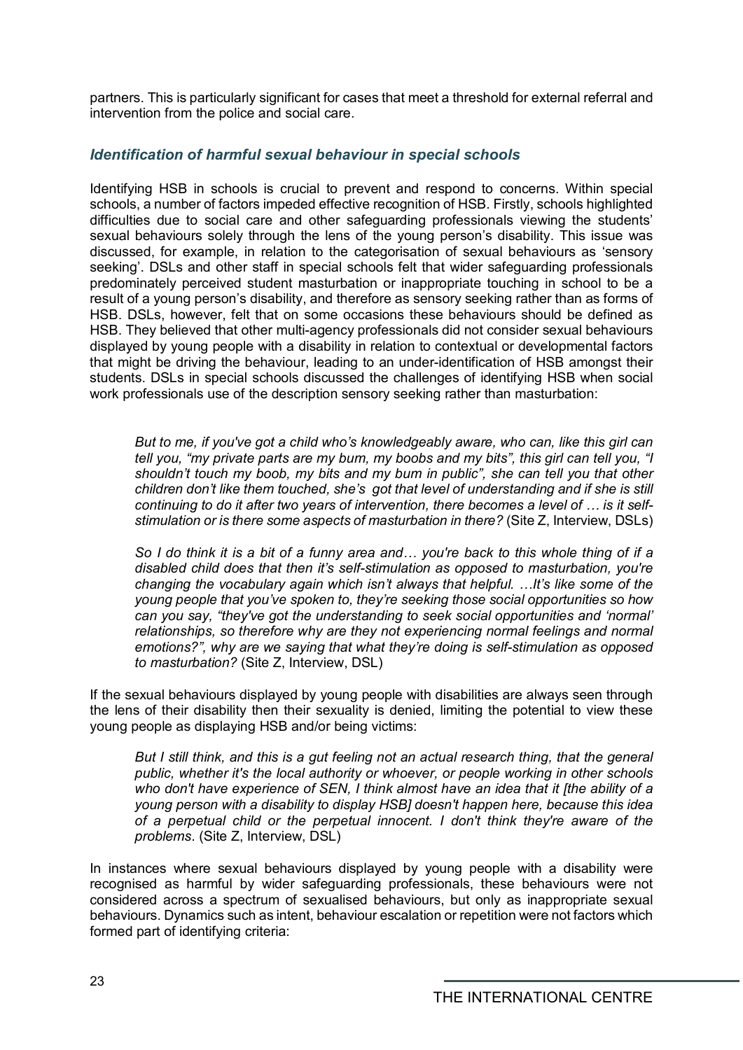partners. This is particularly significant for cases that meet a threshold for external referral and intervention from the police and social care.

### *Identification of harmful sexual behaviour in special schools*

Identifying HSB in schools is crucial to prevent and respond to concerns. Within special schools, a number of factors impeded effective recognition of HSB. Firstly, schools highlighted difficulties due to social care and other safeguarding professionals viewing the students' sexual behaviours solely through the lens of the young person's disability. This issue was discussed, for example, in relation to the categorisation of sexual behaviours as 'sensory seeking'. DSLs and other staff in special schools felt that wider safeguarding professionals predominately perceived student masturbation or inappropriate touching in school to be a result of a young person's disability, and therefore as sensory seeking rather than as forms of HSB. DSLs, however, felt that on some occasions these behaviours should be defined as HSB. They believed that other multi-agency professionals did not consider sexual behaviours displayed by young people with a disability in relation to contextual or developmental factors that might be driving the behaviour, leading to an under-identification of HSB amongst their students. DSLs in special schools discussed the challenges of identifying HSB when social work professionals use of the description sensory seeking rather than masturbation:

> *But to me, if you've got a child who's knowledgeably aware, who can, like this girl can tell you, "my private parts are my bum, my boobs and my bits", this girl can tell you, "I shouldn't touch my boob, my bits and my bum in public", she can tell you that other children don't like them touched, she's got that level of understanding and if she is still continuing to do it after two years of intervention, there becomes a level of … is it self-stimulation or is there some aspects of masturbation in there?* (Site Z, Interview, DSLs)

> *So I do think it is a bit of a funny area and… you're back to this whole thing of if a disabled child does that then it's self-stimulation as opposed to masturbation, you're changing the vocabulary again which isn't always that helpful. …It's like some of the young people that you've spoken to, they're seeking those social opportunities so how can you say, "they've got the understanding to seek social opportunities and 'normal' relationships, so therefore why are they not experiencing normal feelings and normal emotions?", why are we saying that what they're doing is self-stimulation as opposed to masturbation?* (Site Z, Interview, DSL)

If the sexual behaviours displayed by young people with disabilities are always seen through the lens of their disability then their sexuality is denied, limiting the potential to view these young people as displaying HSB and/or being victims:

> *But I still think, and this is a gut feeling not an actual research thing, that the general public, whether it's the local authority or whoever, or people working in other schools who don't have experience of SEN, I think almost have an idea that it [the ability of a young person with a disability to display HSB] doesn't happen here, because this idea of a perpetual child or the perpetual innocent. I don't think they're aware of the problems.* (Site Z, Interview, DSL)

In instances where sexual behaviours displayed by young people with a disability were recognised as harmful by wider safeguarding professionals, these behaviours were not considered across a spectrum of sexualised behaviours, but only as inappropriate sexual behaviours. Dynamics such as intent, behaviour escalation or repetition were not factors which formed part of identifying criteria: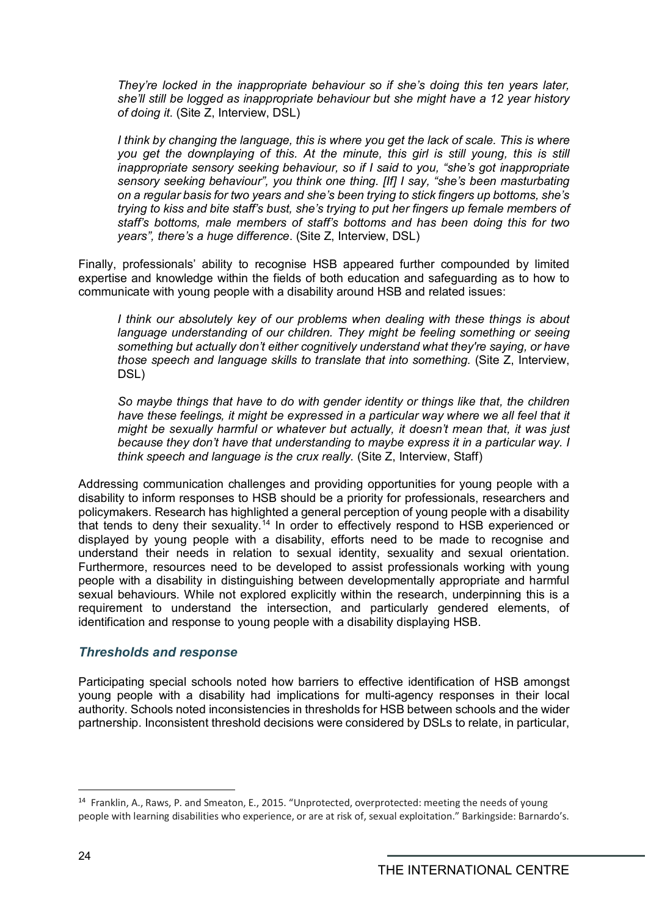*They're locked in the inappropriate behaviour so if she's doing this ten years later, she'll still be logged as inappropriate behaviour but she might have a 12 year history of doing it*. (Site Z, Interview, DSL)

*I think by changing the language, this is where you get the lack of scale. This is where you get the downplaying of this. At the minute, this girl is still young, this is still inappropriate sensory seeking behaviour, so if I said to you, "she's got inappropriate sensory seeking behaviour", you think one thing. [If] I say, "she's been masturbating on a regular basis for two years and she's been trying to stick fingers up bottoms, she's trying to kiss and bite staff's bust, she's trying to put her fingers up female members of staff's bottoms, male members of staff's bottoms and has been doing this for two years", there's a huge difference*. (Site Z, Interview, DSL)

Finally, professionals' ability to recognise HSB appeared further compounded by limited expertise and knowledge within the fields of both education and safeguarding as to how to communicate with young people with a disability around HSB and related issues:

*I think our absolutely key of our problems when dealing with these things is about language understanding of our children. They might be feeling something or seeing something but actually don't either cognitively understand what they're saying, or have those speech and language skills to translate that into something.* (Site Z, Interview, DSL)

*So maybe things that have to do with gender identity or things like that, the children have these feelings, it might be expressed in a particular way where we all feel that it might be sexually harmful or whatever but actually, it doesn't mean that, it was just because they don't have that understanding to maybe express it in a particular way. I think speech and language is the crux really.* (Site Z, Interview, Staff)

Addressing communication challenges and providing opportunities for young people with a disability to inform responses to HSB should be a priority for professionals, researchers and policymakers. Research has highlighted a general perception of young people with a disability that tends to deny their sexuality.[14] In order to effectively respond to HSB experienced or displayed by young people with a disability, efforts need to be made to recognise and understand their needs in relation to sexual identity, sexuality and sexual orientation. Furthermore, resources need to be developed to assist professionals working with young people with a disability in distinguishing between developmentally appropriate and harmful sexual behaviours. While not explored explicitly within the research, underpinning this is a requirement to understand the intersection, and particularly gendered elements, of identification and response to young people with a disability displaying HSB.

### *Thresholds and response*

Participating special schools noted how barriers to effective identification of HSB amongst young people with a disability had implications for multi-agency responses in their local authority. Schools noted inconsistencies in thresholds for HSB between schools and the wider partnership. Inconsistent threshold decisions were considered by DSLs to relate, in particular,

[14] Franklin, A., Raws, P. and Smeaton, E., 2015. "Unprotected, overprotected: meeting the needs of young people with learning disabilities who experience, or are at risk of, sexual exploitation." Barkingside: Barnardo's.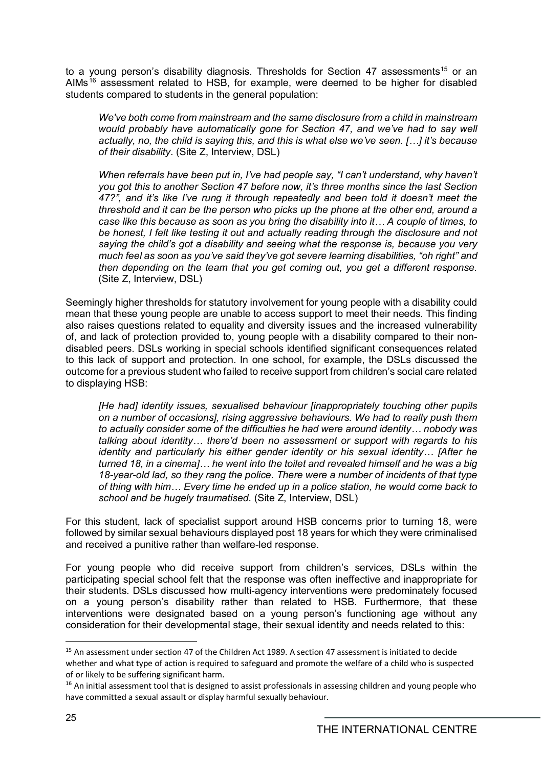to a young person's disability diagnosis. Thresholds for Section 47 assessments[15] or an AIMs[16] assessment related to HSB, for example, were deemed to be higher for disabled students compared to students in the general population:

> *We've both come from mainstream and the same disclosure from a child in mainstream would probably have automatically gone for Section 47, and we've had to say well actually, no, the child is saying this, and this is what else we've seen. […] it's because of their disability.* (Site Z, Interview, DSL)

> *When referrals have been put in, I've had people say, "I can't understand, why haven't you got this to another Section 47 before now, it's three months since the last Section 47?", and it's like I've rung it through repeatedly and been told it doesn't meet the threshold and it can be the person who picks up the phone at the other end, around a case like this because as soon as you bring the disability into it… A couple of times, to be honest, I felt like testing it out and actually reading through the disclosure and not saying the child's got a disability and seeing what the response is, because you very much feel as soon as you've said they've got severe learning disabilities, "oh right" and then depending on the team that you get coming out, you get a different response.* (Site Z, Interview, DSL)

Seemingly higher thresholds for statutory involvement for young people with a disability could mean that these young people are unable to access support to meet their needs. This finding also raises questions related to equality and diversity issues and the increased vulnerability of, and lack of protection provided to, young people with a disability compared to their non-disabled peers. DSLs working in special schools identified significant consequences related to this lack of support and protection. In one school, for example, the DSLs discussed the outcome for a previous student who failed to receive support from children's social care related to displaying HSB:

> *[He had] identity issues, sexualised behaviour [inappropriately touching other pupils on a number of occasions], rising aggressive behaviours. We had to really push them to actually consider some of the difficulties he had were around identity… nobody was talking about identity… there'd been no assessment or support with regards to his identity and particularly his either gender identity or his sexual identity… [After he turned 18, in a cinema]… he went into the toilet and revealed himself and he was a big 18-year-old lad, so they rang the police. There were a number of incidents of that type of thing with him… Every time he ended up in a police station, he would come back to school and be hugely traumatised.* (Site Z, Interview, DSL)

For this student, lack of specialist support around HSB concerns prior to turning 18, were followed by similar sexual behaviours displayed post 18 years for which they were criminalised and received a punitive rather than welfare-led response.

For young people who did receive support from children's services, DSLs within the participating special school felt that the response was often ineffective and inappropriate for their students. DSLs discussed how multi-agency interventions were predominately focused on a young person's disability rather than related to HSB. Furthermore, that these interventions were designated based on a young person's functioning age without any consideration for their developmental stage, their sexual identity and needs related to this:

---

[15] An assessment under section 47 of the Children Act 1989. A section 47 assessment is initiated to decide whether and what type of action is required to safeguard and promote the welfare of a child who is suspected of or likely to be suffering significant harm.

[16] An initial assessment tool that is designed to assist professionals in assessing children and young people who have committed a sexual assault or display harmful sexually behaviour.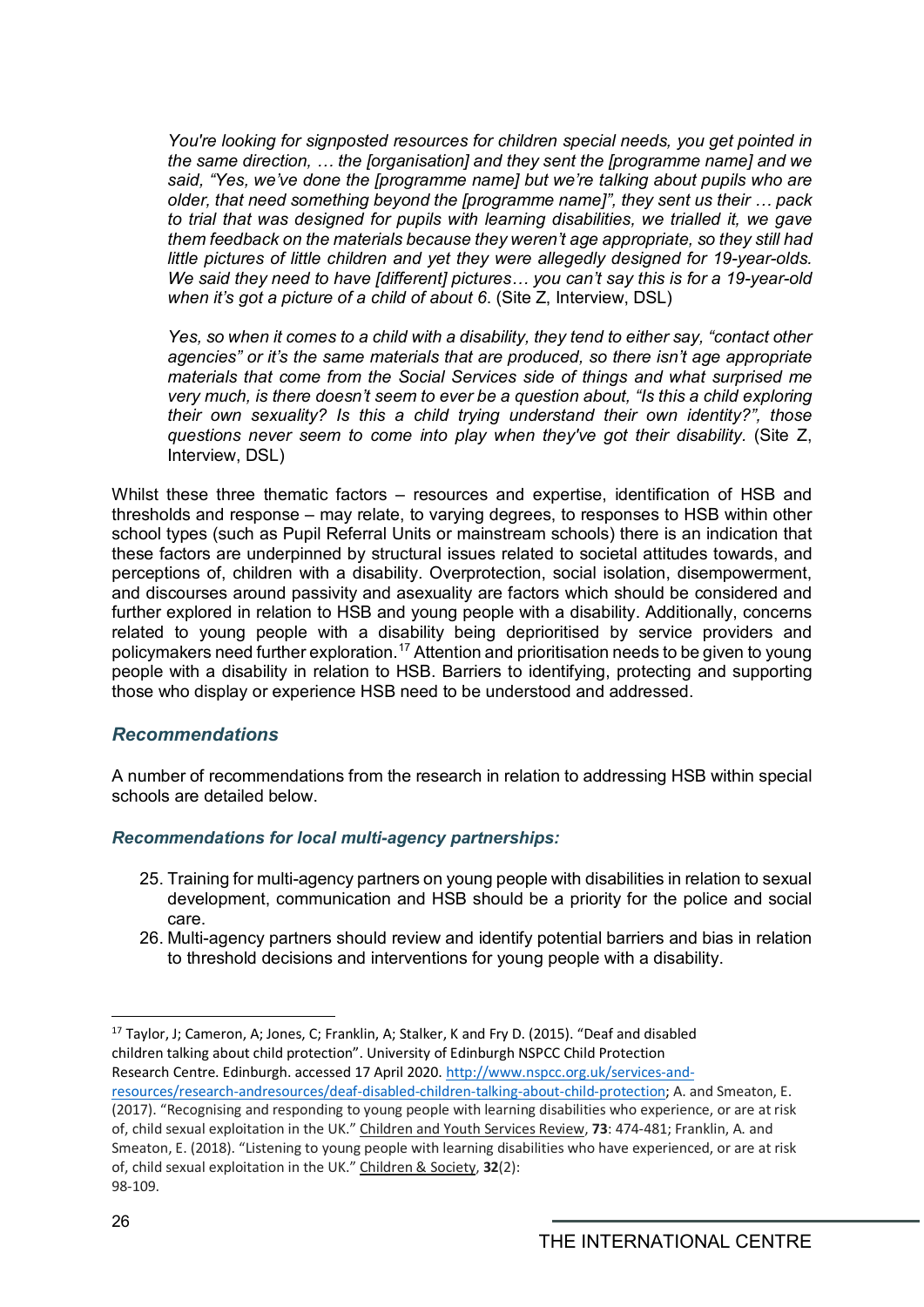*You're looking for signposted resources for children special needs, you get pointed in the same direction, … the [organisation] and they sent the [programme name] and we said, "Yes, we've done the [programme name] but we're talking about pupils who are older, that need something beyond the [programme name]", they sent us their … pack to trial that was designed for pupils with learning disabilities, we trialled it, we gave them feedback on the materials because they weren't age appropriate, so they still had little pictures of little children and yet they were allegedly designed for 19-year-olds. We said they need to have [different] pictures… you can't say this is for a 19-year-old when it's got a picture of a child of about 6.* (Site Z, Interview, DSL)

*Yes, so when it comes to a child with a disability, they tend to either say, "contact other agencies" or it's the same materials that are produced, so there isn't age appropriate materials that come from the Social Services side of things and what surprised me very much, is there doesn't seem to ever be a question about, "Is this a child exploring their own sexuality? Is this a child trying understand their own identity?", those questions never seem to come into play when they've got their disability.* (Site Z, Interview, DSL)

Whilst these three thematic factors – resources and expertise, identification of HSB and thresholds and response – may relate, to varying degrees, to responses to HSB within other school types (such as Pupil Referral Units or mainstream schools) there is an indication that these factors are underpinned by structural issues related to societal attitudes towards, and perceptions of, children with a disability. Overprotection, social isolation, disempowerment, and discourses around passivity and asexuality are factors which should be considered and further explored in relation to HSB and young people with a disability. Additionally, concerns related to young people with a disability being deprioritised by service providers and policymakers need further exploration.[17] Attention and prioritisation needs to be given to young people with a disability in relation to HSB. Barriers to identifying, protecting and supporting those who display or experience HSB need to be understood and addressed.

### *Recommendations*

A number of recommendations from the research in relation to addressing HSB within special schools are detailed below.

#### *Recommendations for local multi-agency partnerships:*

25. Training for multi-agency partners on young people with disabilities in relation to sexual development, communication and HSB should be a priority for the police and social care.
26. Multi-agency partners should review and identify potential barriers and bias in relation to threshold decisions and interventions for young people with a disability.

---

[17] Taylor, J; Cameron, A; Jones, C; Franklin, A; Stalker, K and Fry D. (2015). "Deaf and disabled children talking about child protection". University of Edinburgh NSPCC Child Protection Research Centre. Edinburgh. accessed 17 April 2020. http://www.nspcc.org.uk/services-and-resources/research-andresources/deaf-disabled-children-talking-about-child-protection; A. and Smeaton, E. (2017). "Recognising and responding to young people with learning disabilities who experience, or are at risk of, child sexual exploitation in the UK." Children and Youth Services Review, **73**: 474-481; Franklin, A. and Smeaton, E. (2018). "Listening to young people with learning disabilities who have experienced, or are at risk of, child sexual exploitation in the UK." Children & Society, **32**(2): 98-109.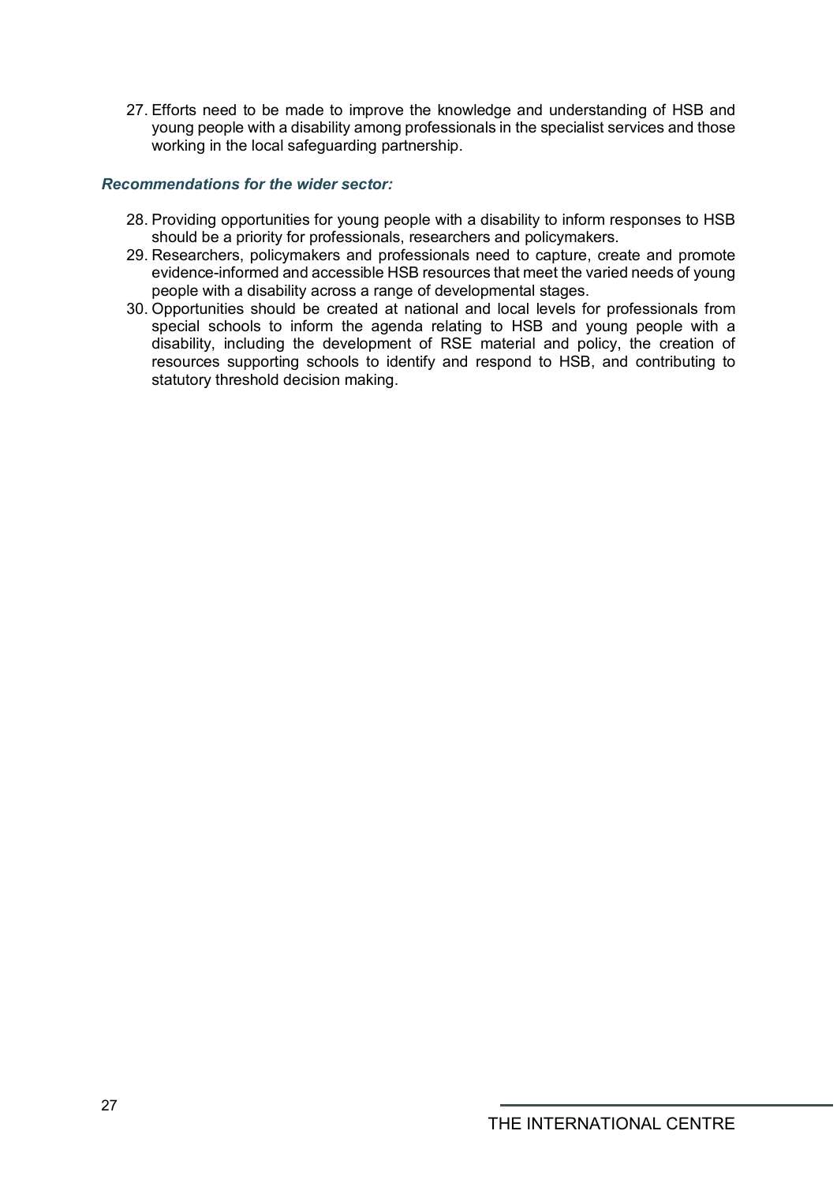27. Efforts need to be made to improve the knowledge and understanding of HSB and young people with a disability among professionals in the specialist services and those working in the local safeguarding partnership.

***Recommendations for the wider sector:***

28. Providing opportunities for young people with a disability to inform responses to HSB should be a priority for professionals, researchers and policymakers.
29. Researchers, policymakers and professionals need to capture, create and promote evidence-informed and accessible HSB resources that meet the varied needs of young people with a disability across a range of developmental stages.
30. Opportunities should be created at national and local levels for professionals from special schools to inform the agenda relating to HSB and young people with a disability, including the development of RSE material and policy, the creation of resources supporting schools to identify and respond to HSB, and contributing to statutory threshold decision making.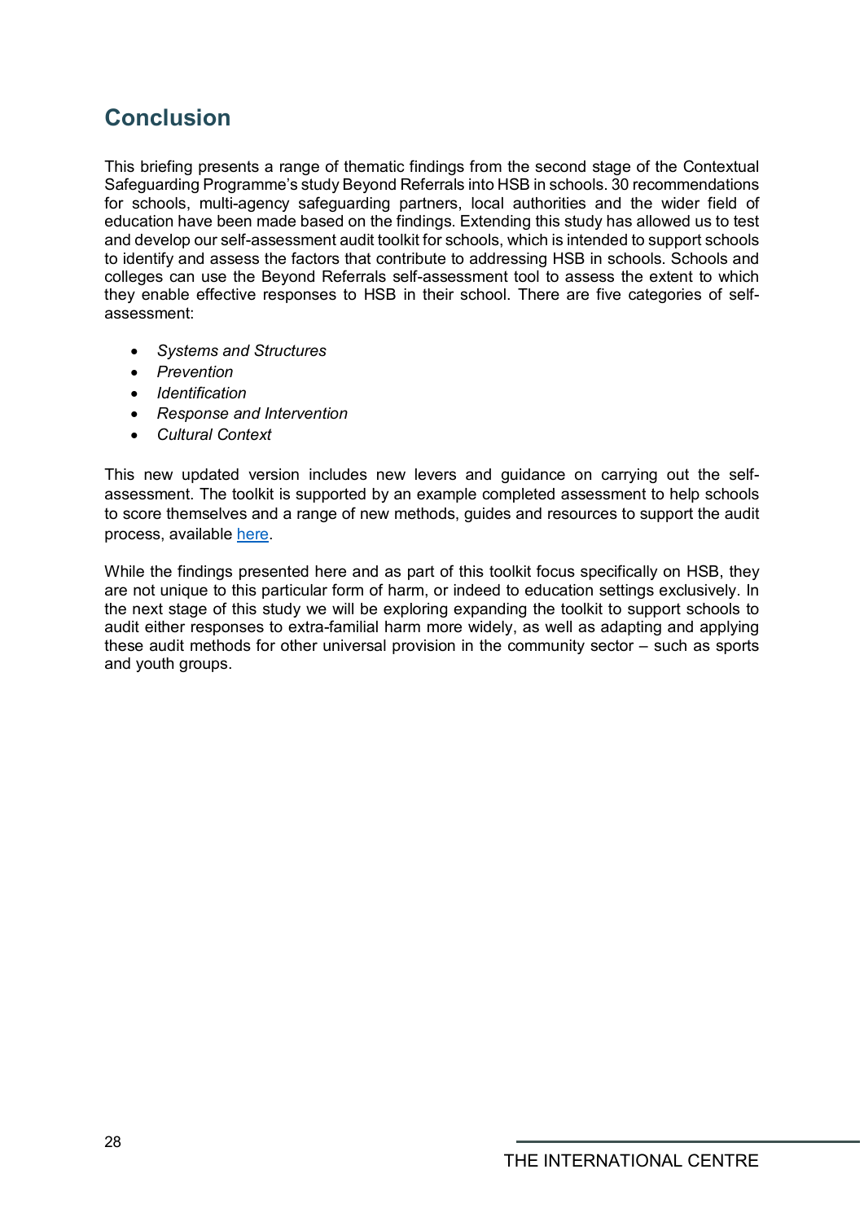## Conclusion

This briefing presents a range of thematic findings from the second stage of the Contextual Safeguarding Programme's study Beyond Referrals into HSB in schools. 30 recommendations for schools, multi-agency safeguarding partners, local authorities and the wider field of education have been made based on the findings. Extending this study has allowed us to test and develop our self-assessment audit toolkit for schools, which is intended to support schools to identify and assess the factors that contribute to addressing HSB in schools. Schools and colleges can use the Beyond Referrals self-assessment tool to assess the extent to which they enable effective responses to HSB in their school. There are five categories of self-assessment:

- *Systems and Structures*
- *Prevention*
- *Identification*
- *Response and Intervention*
- *Cultural Context*

This new updated version includes new levers and guidance on carrying out the self-assessment. The toolkit is supported by an example completed assessment to help schools to score themselves and a range of new methods, guides and resources to support the audit process, available here.

While the findings presented here and as part of this toolkit focus specifically on HSB, they are not unique to this particular form of harm, or indeed to education settings exclusively. In the next stage of this study we will be exploring expanding the toolkit to support schools to audit either responses to extra-familial harm more widely, as well as adapting and applying these audit methods for other universal provision in the community sector – such as sports and youth groups.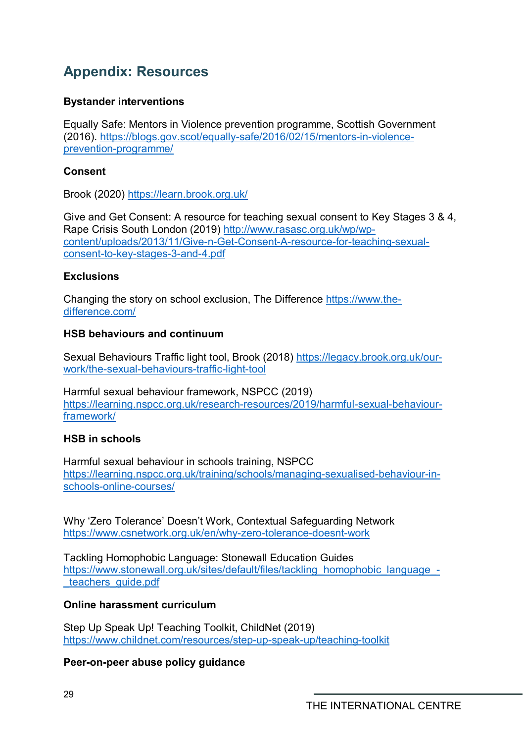## Appendix: Resources

**Bystander interventions**

Equally Safe: Mentors in Violence prevention programme, Scottish Government (2016). https://blogs.gov.scot/equally-safe/2016/02/15/mentors-in-violence-prevention-programme/

**Consent**

Brook (2020) https://learn.brook.org.uk/

Give and Get Consent: A resource for teaching sexual consent to Key Stages 3 & 4, Rape Crisis South London (2019) http://www.rasasc.org.uk/wp/wp-content/uploads/2013/11/Give-n-Get-Consent-A-resource-for-teaching-sexual-consent-to-key-stages-3-and-4.pdf

**Exclusions**

Changing the story on school exclusion, The Difference https://www.the-difference.com/

**HSB behaviours and continuum**

Sexual Behaviours Traffic light tool, Brook (2018) https://legacy.brook.org.uk/our-work/the-sexual-behaviours-traffic-light-tool

Harmful sexual behaviour framework, NSPCC (2019) https://learning.nspcc.org.uk/research-resources/2019/harmful-sexual-behaviour-framework/

**HSB in schools**

Harmful sexual behaviour in schools training, NSPCC https://learning.nspcc.org.uk/training/schools/managing-sexualised-behaviour-in-schools-online-courses/

Why 'Zero Tolerance' Doesn't Work, Contextual Safeguarding Network https://www.csnetwork.org.uk/en/why-zero-tolerance-doesnt-work

Tackling Homophobic Language: Stonewall Education Guides https://www.stonewall.org.uk/sites/default/files/tackling_homophobic_language_-_teachers_guide.pdf

**Online harassment curriculum**

Step Up Speak Up! Teaching Toolkit, ChildNet (2019) https://www.childnet.com/resources/step-up-speak-up/teaching-toolkit

**Peer-on-peer abuse policy guidance**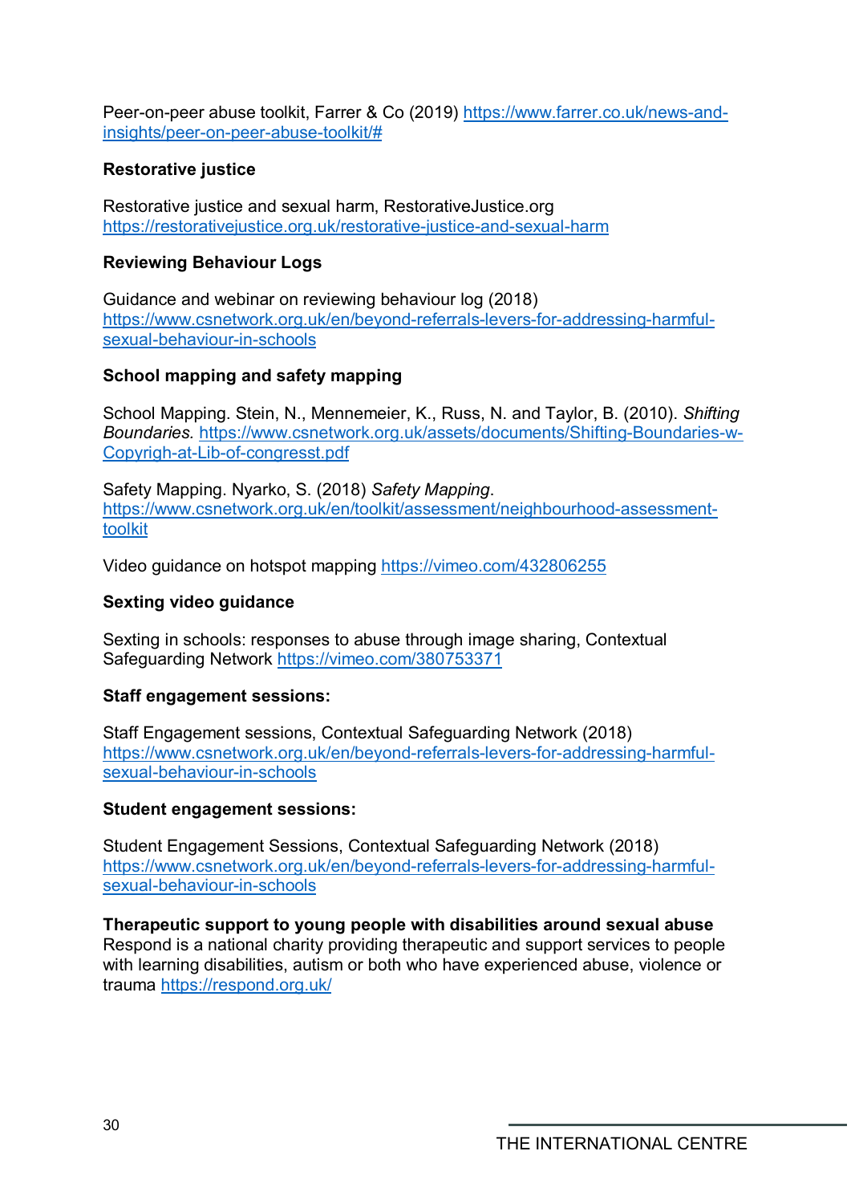Peer-on-peer abuse toolkit, Farrer & Co (2019) https://www.farrer.co.uk/news-and-insights/peer-on-peer-abuse-toolkit/#

**Restorative justice**

Restorative justice and sexual harm, RestorativeJustice.org https://restorativejustice.org.uk/restorative-justice-and-sexual-harm

**Reviewing Behaviour Logs**

Guidance and webinar on reviewing behaviour log (2018) https://www.csnetwork.org.uk/en/beyond-referrals-levers-for-addressing-harmful-sexual-behaviour-in-schools

**School mapping and safety mapping**

School Mapping. Stein, N., Mennemeier, K., Russ, N. and Taylor, B. (2010). *Shifting Boundaries.* https://www.csnetwork.org.uk/assets/documents/Shifting-Boundaries-w-Copyrigh-at-Lib-of-congresst.pdf

Safety Mapping. Nyarko, S. (2018) *Safety Mapping*. https://www.csnetwork.org.uk/en/toolkit/assessment/neighbourhood-assessment-toolkit

Video guidance on hotspot mapping https://vimeo.com/432806255

**Sexting video guidance**

Sexting in schools: responses to abuse through image sharing, Contextual Safeguarding Network https://vimeo.com/380753371

**Staff engagement sessions:**

Staff Engagement sessions, Contextual Safeguarding Network (2018) https://www.csnetwork.org.uk/en/beyond-referrals-levers-for-addressing-harmful-sexual-behaviour-in-schools

**Student engagement sessions:**

Student Engagement Sessions, Contextual Safeguarding Network (2018) https://www.csnetwork.org.uk/en/beyond-referrals-levers-for-addressing-harmful-sexual-behaviour-in-schools

**Therapeutic support to young people with disabilities around sexual abuse**
Respond is a national charity providing therapeutic and support services to people with learning disabilities, autism or both who have experienced abuse, violence or trauma https://respond.org.uk/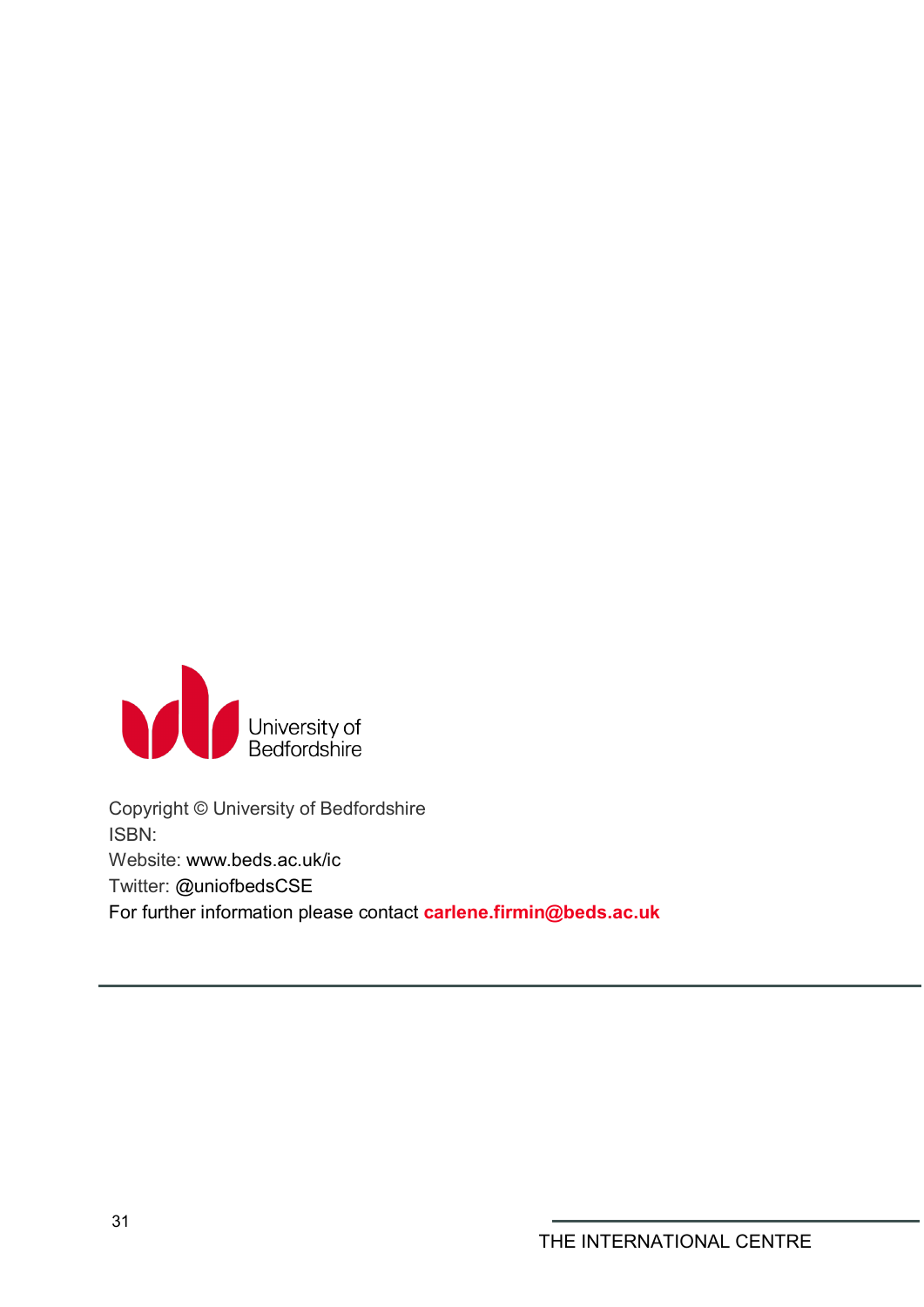University of Bedfordshire

Copyright © University of Bedfordshire
ISBN:
Website: www.beds.ac.uk/ic
Twitter: @uniofbedsCSE
For further information please contact **carlene.firmin@beds.ac.uk**